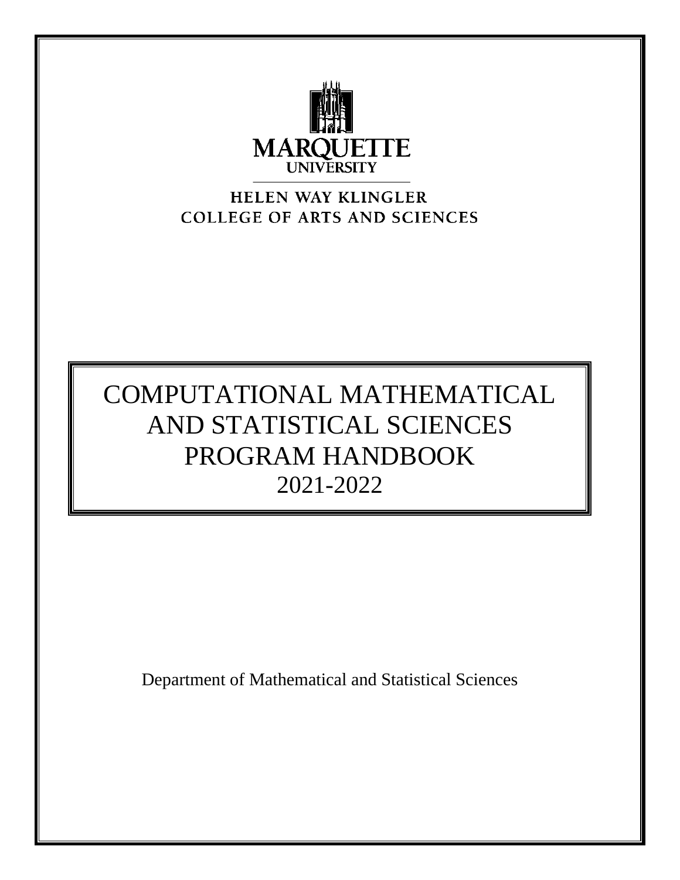MARQUETTE
UNIVERSITY

HELEN WAY KLINGLER
COLLEGE OF ARTS AND SCIENCES

# COMPUTATIONAL MATHEMATICAL AND STATISTICAL SCIENCES PROGRAM HANDBOOK
## 2021-2022

Department of Mathematical and Statistical Sciences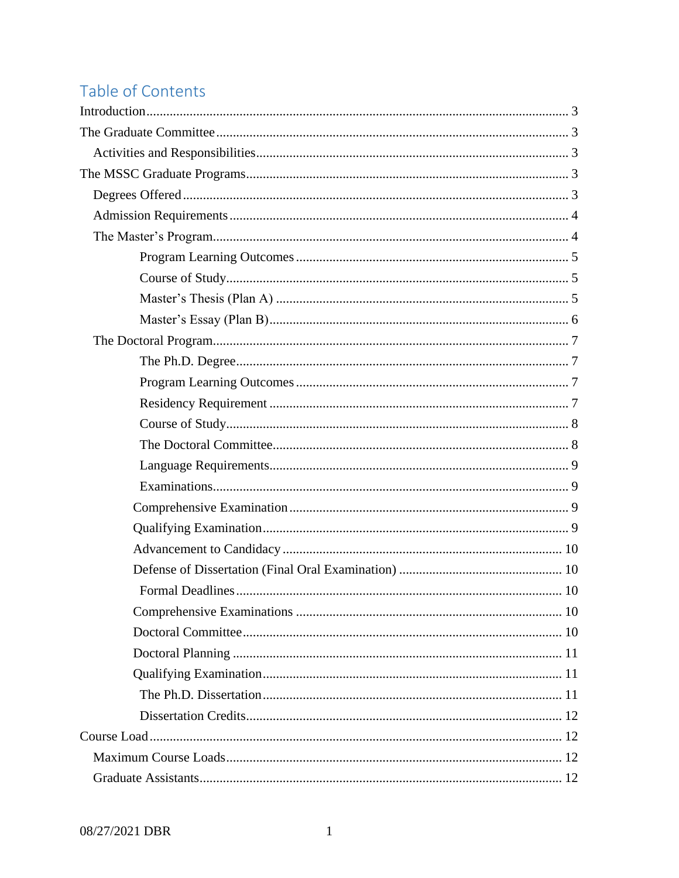# Table of Contents

- Introduction ........ 3
- The Graduate Committee ........ 3
  - Activities and Responsibilities ........ 3
- The MSSC Graduate Programs ........ 3
  - Degrees Offered ........ 3
  - Admission Requirements ........ 4
  - The Master's Program ........ 4
    - Program Learning Outcomes ........ 5
    - Course of Study ........ 5
    - Master's Thesis (Plan A) ........ 5
    - Master's Essay (Plan B) ........ 6
  - The Doctoral Program ........ 7
    - The Ph.D. Degree ........ 7
    - Program Learning Outcomes ........ 7
    - Residency Requirement ........ 7
    - Course of Study ........ 8
    - The Doctoral Committee ........ 8
    - Language Requirements ........ 9
    - Examinations ........ 9
    - Comprehensive Examination ........ 9
    - Qualifying Examination ........ 9
    - Advancement to Candidacy ........ 10
    - Defense of Dissertation (Final Oral Examination) ........ 10
    - Formal Deadlines ........ 10
    - Comprehensive Examinations ........ 10
    - Doctoral Committee ........ 10
    - Doctoral Planning ........ 11
    - Qualifying Examination ........ 11
    - The Ph.D. Dissertation ........ 11
    - Dissertation Credits ........ 12
- Course Load ........ 12
  - Maximum Course Loads ........ 12
  - Graduate Assistants ........ 12

08/27/2021 DBR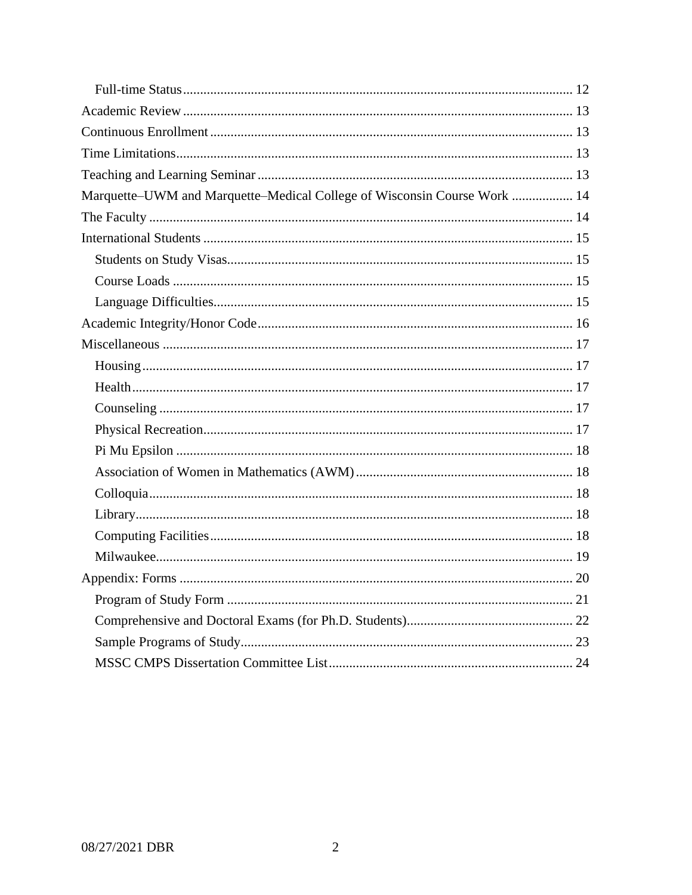- Full-time Status ..... 12
- Academic Review ..... 13
- Continuous Enrollment ..... 13
- Time Limitations ..... 13
- Teaching and Learning Seminar ..... 13
- Marquette–UWM and Marquette–Medical College of Wisconsin Course Work ..... 14
- The Faculty ..... 14
- International Students ..... 15
  - Students on Study Visas ..... 15
  - Course Loads ..... 15
  - Language Difficulties ..... 15
- Academic Integrity/Honor Code ..... 16
- Miscellaneous ..... 17
  - Housing ..... 17
  - Health ..... 17
  - Counseling ..... 17
  - Physical Recreation ..... 17
  - Pi Mu Epsilon ..... 18
  - Association of Women in Mathematics (AWM) ..... 18
  - Colloquia ..... 18
  - Library ..... 18
  - Computing Facilities ..... 18
  - Milwaukee ..... 19
- Appendix: Forms ..... 20
  - Program of Study Form ..... 21
  - Comprehensive and Doctoral Exams (for Ph.D. Students) ..... 22
  - Sample Programs of Study ..... 23
  - MSSC CMPS Dissertation Committee List ..... 24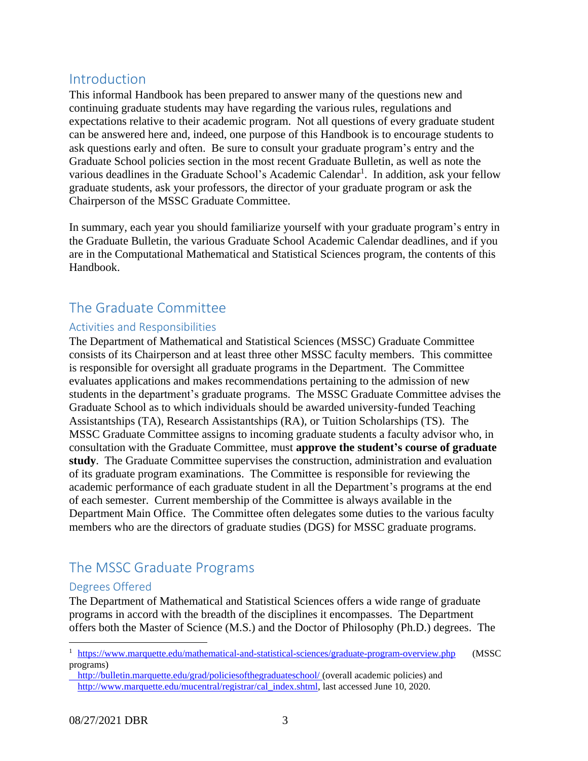## Introduction

This informal Handbook has been prepared to answer many of the questions new and continuing graduate students may have regarding the various rules, regulations and expectations relative to their academic program. Not all questions of every graduate student can be answered here and, indeed, one purpose of this Handbook is to encourage students to ask questions early and often. Be sure to consult your graduate program's entry and the Graduate School policies section in the most recent Graduate Bulletin, as well as note the various deadlines in the Graduate School's Academic Calendar[1]. In addition, ask your fellow graduate students, ask your professors, the director of your graduate program or ask the Chairperson of the MSSC Graduate Committee.

In summary, each year you should familiarize yourself with your graduate program's entry in the Graduate Bulletin, the various Graduate School Academic Calendar deadlines, and if you are in the Computational Mathematical and Statistical Sciences program, the contents of this Handbook.

## The Graduate Committee

### Activities and Responsibilities

The Department of Mathematical and Statistical Sciences (MSSC) Graduate Committee consists of its Chairperson and at least three other MSSC faculty members. This committee is responsible for oversight all graduate programs in the Department. The Committee evaluates applications and makes recommendations pertaining to the admission of new students in the department's graduate programs. The MSSC Graduate Committee advises the Graduate School as to which individuals should be awarded university-funded Teaching Assistantships (TA), Research Assistantships (RA), or Tuition Scholarships (TS). The MSSC Graduate Committee assigns to incoming graduate students a faculty advisor who, in consultation with the Graduate Committee, must **approve the student's course of graduate study**. The Graduate Committee supervises the construction, administration and evaluation of its graduate program examinations. The Committee is responsible for reviewing the academic performance of each graduate student in all the Department's programs at the end of each semester. Current membership of the Committee is always available in the Department Main Office. The Committee often delegates some duties to the various faculty members who are the directors of graduate studies (DGS) for MSSC graduate programs.

## The MSSC Graduate Programs

### Degrees Offered

The Department of Mathematical and Statistical Sciences offers a wide range of graduate programs in accord with the breadth of the disciplines it encompasses. The Department offers both the Master of Science (M.S.) and the Doctor of Philosophy (Ph.D.) degrees. The

---

[1] https://www.marquette.edu/mathematical-and-statistical-sciences/graduate-program-overview.php (MSSC programs)
http://bulletin.marquette.edu/grad/policiesofthegraduateschool/ (overall academic policies) and http://www.marquette.edu/mucentral/registrar/cal_index.shtml, last accessed June 10, 2020.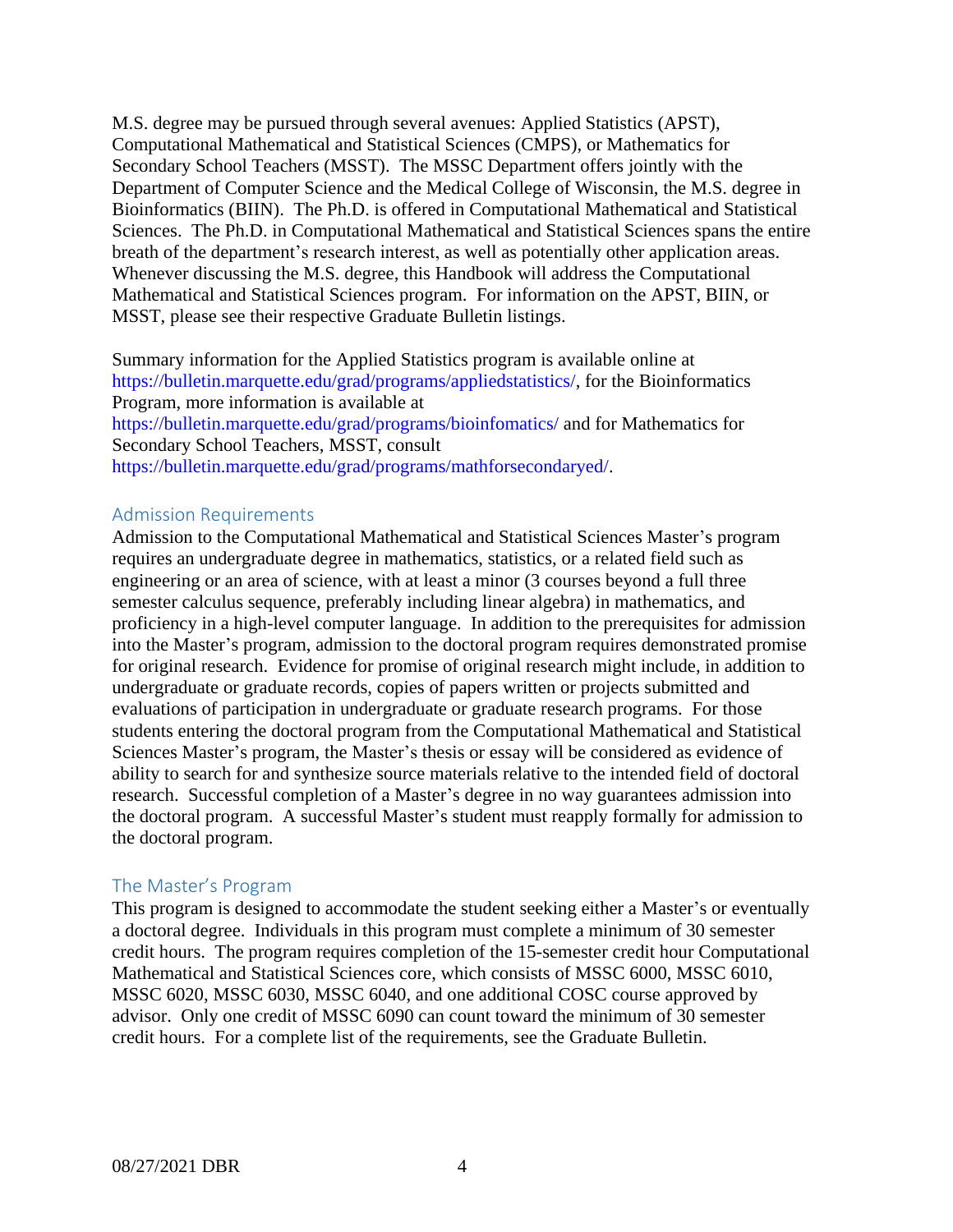M.S. degree may be pursued through several avenues: Applied Statistics (APST), Computational Mathematical and Statistical Sciences (CMPS), or Mathematics for Secondary School Teachers (MSST). The MSSC Department offers jointly with the Department of Computer Science and the Medical College of Wisconsin, the M.S. degree in Bioinformatics (BIIN). The Ph.D. is offered in Computational Mathematical and Statistical Sciences. The Ph.D. in Computational Mathematical and Statistical Sciences spans the entire breath of the department's research interest, as well as potentially other application areas. Whenever discussing the M.S. degree, this Handbook will address the Computational Mathematical and Statistical Sciences program. For information on the APST, BIIN, or MSST, please see their respective Graduate Bulletin listings.

Summary information for the Applied Statistics program is available online at https://bulletin.marquette.edu/grad/programs/appliedstatistics/, for the Bioinformatics Program, more information is available at https://bulletin.marquette.edu/grad/programs/bioinfomatics/ and for Mathematics for Secondary School Teachers, MSST, consult https://bulletin.marquette.edu/grad/programs/mathforsecondaryed/.

## Admission Requirements

Admission to the Computational Mathematical and Statistical Sciences Master's program requires an undergraduate degree in mathematics, statistics, or a related field such as engineering or an area of science, with at least a minor (3 courses beyond a full three semester calculus sequence, preferably including linear algebra) in mathematics, and proficiency in a high-level computer language. In addition to the prerequisites for admission into the Master's program, admission to the doctoral program requires demonstrated promise for original research. Evidence for promise of original research might include, in addition to undergraduate or graduate records, copies of papers written or projects submitted and evaluations of participation in undergraduate or graduate research programs. For those students entering the doctoral program from the Computational Mathematical and Statistical Sciences Master's program, the Master's thesis or essay will be considered as evidence of ability to search for and synthesize source materials relative to the intended field of doctoral research. Successful completion of a Master's degree in no way guarantees admission into the doctoral program. A successful Master's student must reapply formally for admission to the doctoral program.

## The Master's Program

This program is designed to accommodate the student seeking either a Master's or eventually a doctoral degree. Individuals in this program must complete a minimum of 30 semester credit hours. The program requires completion of the 15-semester credit hour Computational Mathematical and Statistical Sciences core, which consists of MSSC 6000, MSSC 6010, MSSC 6020, MSSC 6030, MSSC 6040, and one additional COSC course approved by advisor. Only one credit of MSSC 6090 can count toward the minimum of 30 semester credit hours. For a complete list of the requirements, see the Graduate Bulletin.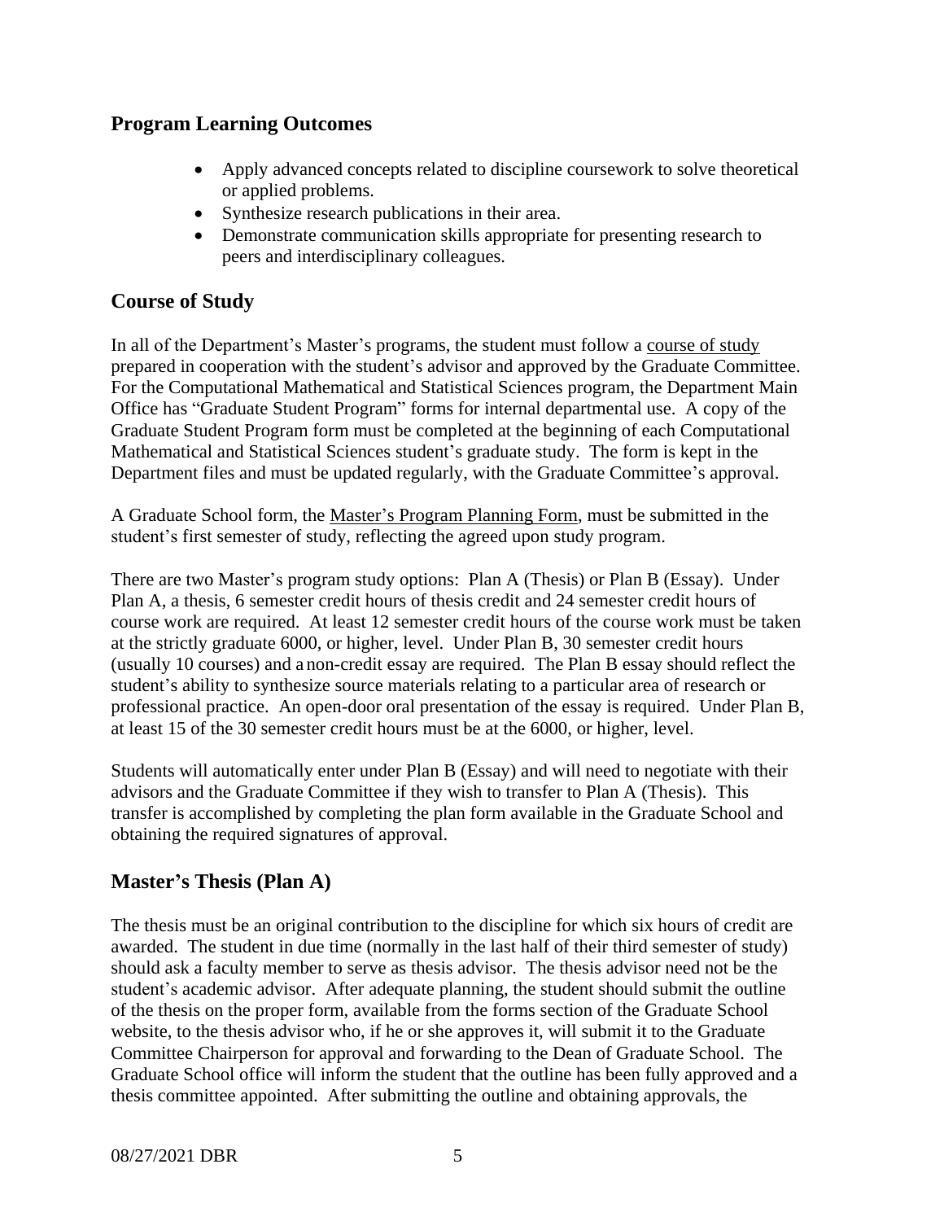## Program Learning Outcomes

- Apply advanced concepts related to discipline coursework to solve theoretical or applied problems.
- Synthesize research publications in their area.
- Demonstrate communication skills appropriate for presenting research to peers and interdisciplinary colleagues.

## Course of Study

In all of the Department's Master's programs, the student must follow a course of study prepared in cooperation with the student's advisor and approved by the Graduate Committee. For the Computational Mathematical and Statistical Sciences program, the Department Main Office has "Graduate Student Program" forms for internal departmental use. A copy of the Graduate Student Program form must be completed at the beginning of each Computational Mathematical and Statistical Sciences student's graduate study. The form is kept in the Department files and must be updated regularly, with the Graduate Committee's approval.

A Graduate School form, the Master's Program Planning Form, must be submitted in the student's first semester of study, reflecting the agreed upon study program.

There are two Master's program study options: Plan A (Thesis) or Plan B (Essay). Under Plan A, a thesis, 6 semester credit hours of thesis credit and 24 semester credit hours of course work are required. At least 12 semester credit hours of the course work must be taken at the strictly graduate 6000, or higher, level. Under Plan B, 30 semester credit hours (usually 10 courses) and a non-credit essay are required. The Plan B essay should reflect the student's ability to synthesize source materials relating to a particular area of research or professional practice. An open-door oral presentation of the essay is required. Under Plan B, at least 15 of the 30 semester credit hours must be at the 6000, or higher, level.

Students will automatically enter under Plan B (Essay) and will need to negotiate with their advisors and the Graduate Committee if they wish to transfer to Plan A (Thesis). This transfer is accomplished by completing the plan form available in the Graduate School and obtaining the required signatures of approval.

## Master's Thesis (Plan A)

The thesis must be an original contribution to the discipline for which six hours of credit are awarded. The student in due time (normally in the last half of their third semester of study) should ask a faculty member to serve as thesis advisor. The thesis advisor need not be the student's academic advisor. After adequate planning, the student should submit the outline of the thesis on the proper form, available from the forms section of the Graduate School website, to the thesis advisor who, if he or she approves it, will submit it to the Graduate Committee Chairperson for approval and forwarding to the Dean of Graduate School. The Graduate School office will inform the student that the outline has been fully approved and a thesis committee appointed. After submitting the outline and obtaining approvals, the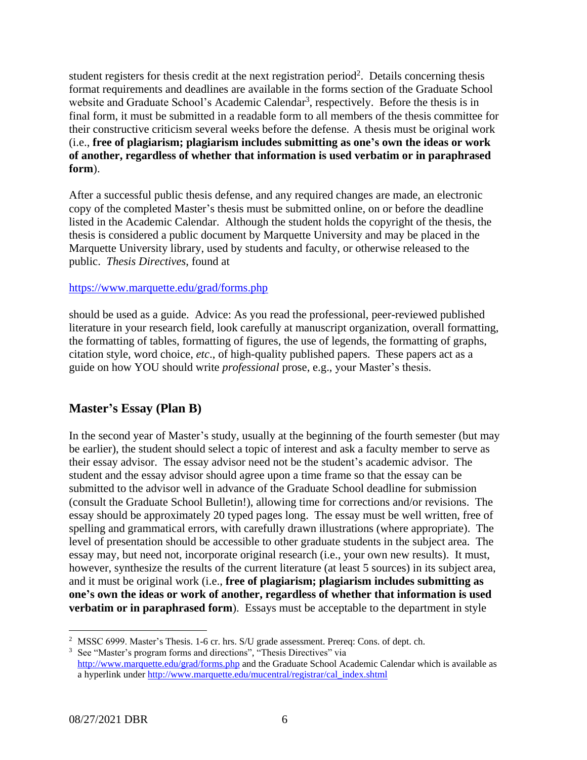student registers for thesis credit at the next registration period[2]. Details concerning thesis format requirements and deadlines are available in the forms section of the Graduate School website and Graduate School's Academic Calendar[3], respectively. Before the thesis is in final form, it must be submitted in a readable form to all members of the thesis committee for their constructive criticism several weeks before the defense. A thesis must be original work (i.e., **free of plagiarism; plagiarism includes submitting as one's own the ideas or work of another, regardless of whether that information is used verbatim or in paraphrased form**).

After a successful public thesis defense, and any required changes are made, an electronic copy of the completed Master's thesis must be submitted online, on or before the deadline listed in the Academic Calendar. Although the student holds the copyright of the thesis, the thesis is considered a public document by Marquette University and may be placed in the Marquette University library, used by students and faculty, or otherwise released to the public. *Thesis Directives*, found at

https://www.marquette.edu/grad/forms.php

should be used as a guide. Advice: As you read the professional, peer-reviewed published literature in your research field, look carefully at manuscript organization, overall formatting, the formatting of tables, formatting of figures, the use of legends, the formatting of graphs, citation style, word choice, *etc*., of high-quality published papers. These papers act as a guide on how YOU should write *professional* prose, e.g., your Master's thesis.

## Master's Essay (Plan B)

In the second year of Master's study, usually at the beginning of the fourth semester (but may be earlier), the student should select a topic of interest and ask a faculty member to serve as their essay advisor. The essay advisor need not be the student's academic advisor. The student and the essay advisor should agree upon a time frame so that the essay can be submitted to the advisor well in advance of the Graduate School deadline for submission (consult the Graduate School Bulletin!), allowing time for corrections and/or revisions. The essay should be approximately 20 typed pages long. The essay must be well written, free of spelling and grammatical errors, with carefully drawn illustrations (where appropriate). The level of presentation should be accessible to other graduate students in the subject area. The essay may, but need not, incorporate original research (i.e., your own new results). It must, however, synthesize the results of the current literature (at least 5 sources) in its subject area, and it must be original work (i.e., **free of plagiarism; plagiarism includes submitting as one's own the ideas or work of another, regardless of whether that information is used verbatim or in paraphrased form**). Essays must be acceptable to the department in style

---

[2] MSSC 6999. Master's Thesis. 1-6 cr. hrs. S/U grade assessment. Prereq: Cons. of dept. ch.

[3] See "Master's program forms and directions", "Thesis Directives" via http://www.marquette.edu/grad/forms.php and the Graduate School Academic Calendar which is available as a hyperlink under http://www.marquette.edu/mucentral/registrar/cal_index.shtml

08/27/2021 DBR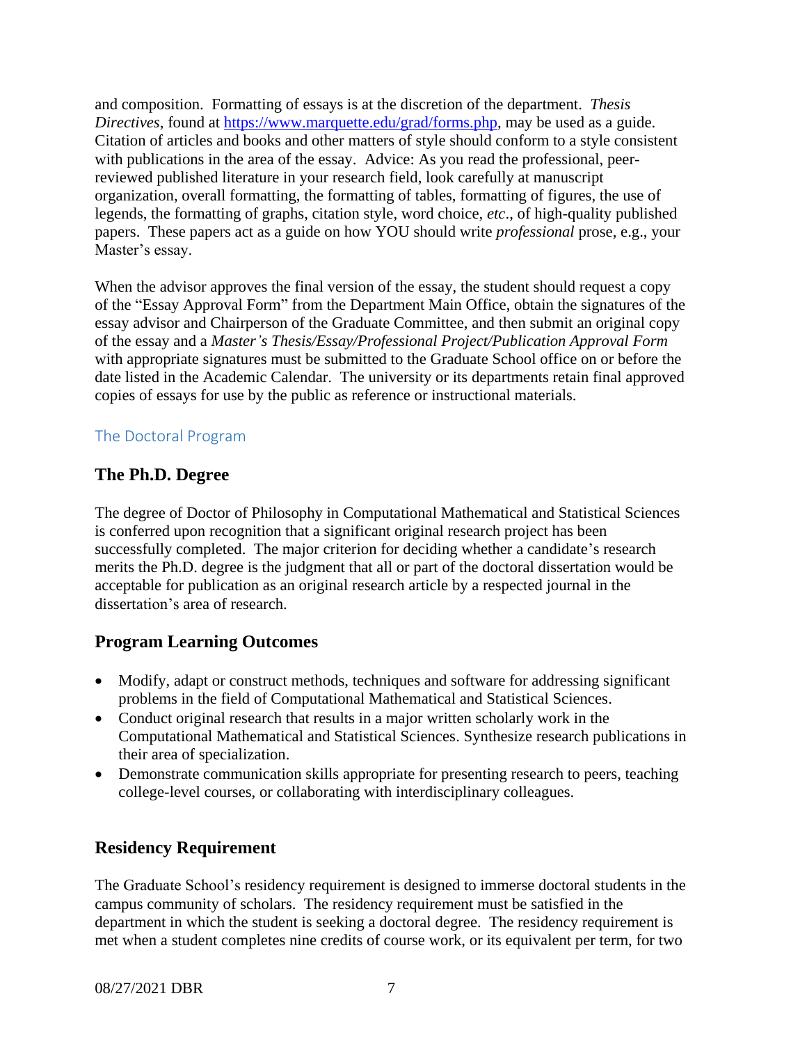and composition. Formatting of essays is at the discretion of the department. *Thesis Directives*, found at [https://www.marquette.edu/grad/forms.php](https://www.marquette.edu/grad/forms.php), may be used as a guide. Citation of articles and books and other matters of style should conform to a style consistent with publications in the area of the essay. Advice: As you read the professional, peer-reviewed published literature in your research field, look carefully at manuscript organization, overall formatting, the formatting of tables, formatting of figures, the use of legends, the formatting of graphs, citation style, word choice, *etc*., of high-quality published papers. These papers act as a guide on how YOU should write *professional* prose, e.g., your Master's essay.

When the advisor approves the final version of the essay, the student should request a copy of the "Essay Approval Form" from the Department Main Office, obtain the signatures of the essay advisor and Chairperson of the Graduate Committee, and then submit an original copy of the essay and a *Master's Thesis/Essay/Professional Project/Publication Approval Form* with appropriate signatures must be submitted to the Graduate School office on or before the date listed in the Academic Calendar. The university or its departments retain final approved copies of essays for use by the public as reference or instructional materials.

## The Doctoral Program

### The Ph.D. Degree

The degree of Doctor of Philosophy in Computational Mathematical and Statistical Sciences is conferred upon recognition that a significant original research project has been successfully completed. The major criterion for deciding whether a candidate's research merits the Ph.D. degree is the judgment that all or part of the doctoral dissertation would be acceptable for publication as an original research article by a respected journal in the dissertation's area of research.

### Program Learning Outcomes

- Modify, adapt or construct methods, techniques and software for addressing significant problems in the field of Computational Mathematical and Statistical Sciences.
- Conduct original research that results in a major written scholarly work in the Computational Mathematical and Statistical Sciences. Synthesize research publications in their area of specialization.
- Demonstrate communication skills appropriate for presenting research to peers, teaching college-level courses, or collaborating with interdisciplinary colleagues.

### Residency Requirement

The Graduate School's residency requirement is designed to immerse doctoral students in the campus community of scholars. The residency requirement must be satisfied in the department in which the student is seeking a doctoral degree. The residency requirement is met when a student completes nine credits of course work, or its equivalent per term, for two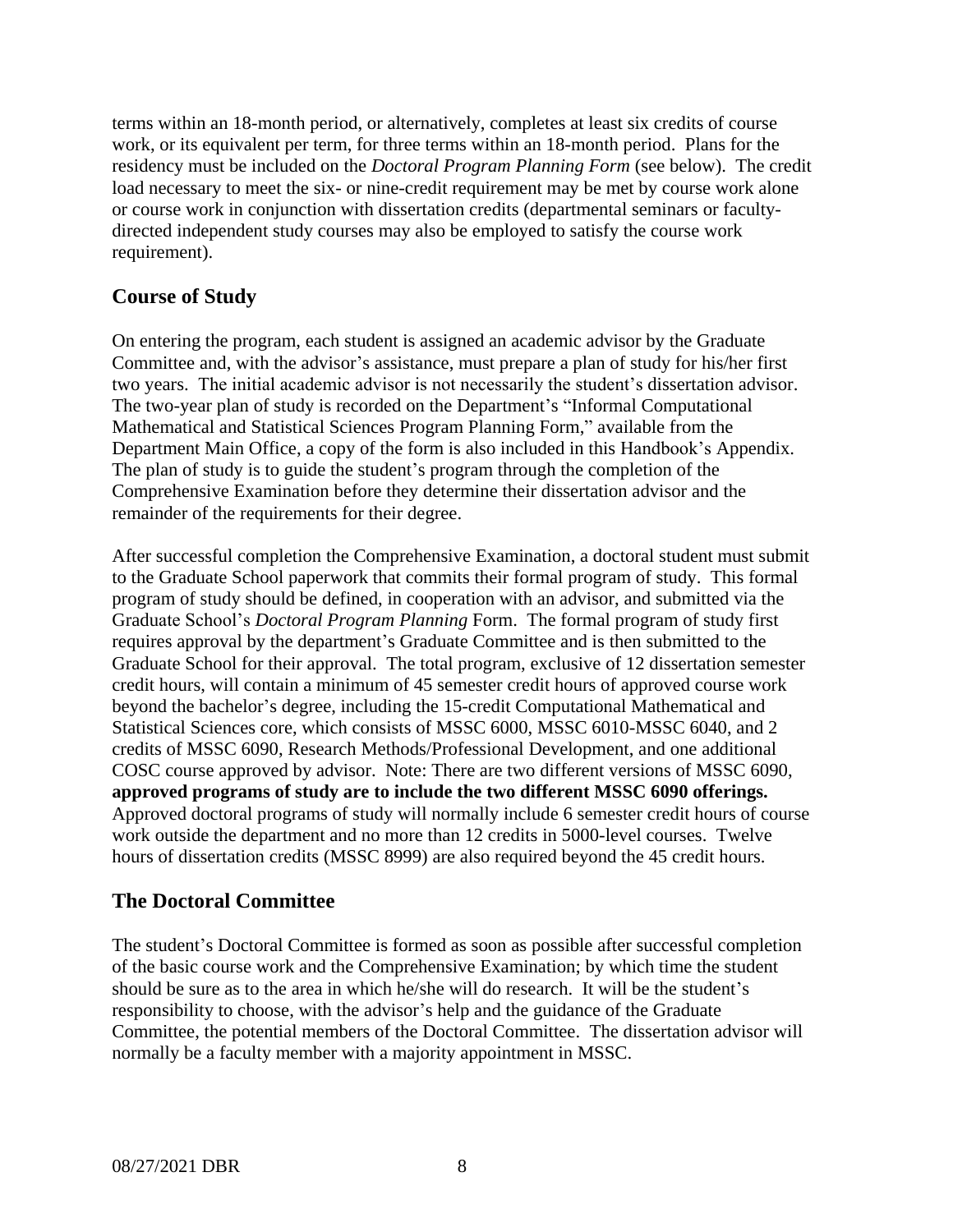terms within an 18-month period, or alternatively, completes at least six credits of course work, or its equivalent per term, for three terms within an 18-month period. Plans for the residency must be included on the *Doctoral Program Planning Form* (see below). The credit load necessary to meet the six- or nine-credit requirement may be met by course work alone or course work in conjunction with dissertation credits (departmental seminars or faculty-directed independent study courses may also be employed to satisfy the course work requirement).

## Course of Study

On entering the program, each student is assigned an academic advisor by the Graduate Committee and, with the advisor's assistance, must prepare a plan of study for his/her first two years. The initial academic advisor is not necessarily the student's dissertation advisor. The two-year plan of study is recorded on the Department's "Informal Computational Mathematical and Statistical Sciences Program Planning Form," available from the Department Main Office, a copy of the form is also included in this Handbook's Appendix. The plan of study is to guide the student's program through the completion of the Comprehensive Examination before they determine their dissertation advisor and the remainder of the requirements for their degree.

After successful completion the Comprehensive Examination, a doctoral student must submit to the Graduate School paperwork that commits their formal program of study. This formal program of study should be defined, in cooperation with an advisor, and submitted via the Graduate School's *Doctoral Program Planning* Form. The formal program of study first requires approval by the department's Graduate Committee and is then submitted to the Graduate School for their approval. The total program, exclusive of 12 dissertation semester credit hours, will contain a minimum of 45 semester credit hours of approved course work beyond the bachelor's degree, including the 15-credit Computational Mathematical and Statistical Sciences core, which consists of MSSC 6000, MSSC 6010-MSSC 6040, and 2 credits of MSSC 6090, Research Methods/Professional Development, and one additional COSC course approved by advisor. Note: There are two different versions of MSSC 6090, **approved programs of study are to include the two different MSSC 6090 offerings.** Approved doctoral programs of study will normally include 6 semester credit hours of course work outside the department and no more than 12 credits in 5000-level courses. Twelve hours of dissertation credits (MSSC 8999) are also required beyond the 45 credit hours.

## The Doctoral Committee

The student's Doctoral Committee is formed as soon as possible after successful completion of the basic course work and the Comprehensive Examination; by which time the student should be sure as to the area in which he/she will do research. It will be the student's responsibility to choose, with the advisor's help and the guidance of the Graduate Committee, the potential members of the Doctoral Committee. The dissertation advisor will normally be a faculty member with a majority appointment in MSSC.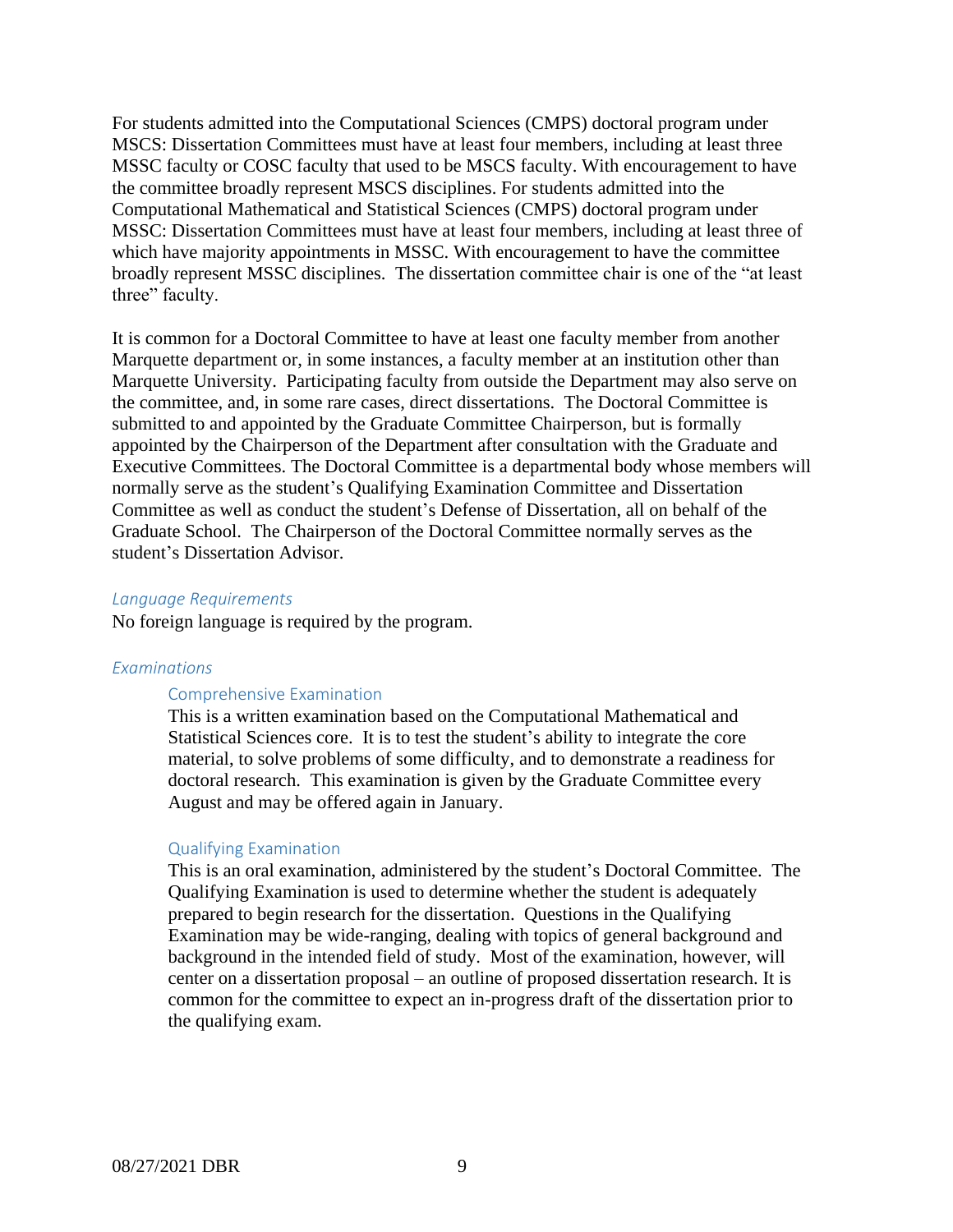For students admitted into the Computational Sciences (CMPS) doctoral program under MSCS: Dissertation Committees must have at least four members, including at least three MSSC faculty or COSC faculty that used to be MSCS faculty. With encouragement to have the committee broadly represent MSCS disciplines. For students admitted into the Computational Mathematical and Statistical Sciences (CMPS) doctoral program under MSSC: Dissertation Committees must have at least four members, including at least three of which have majority appointments in MSSC. With encouragement to have the committee broadly represent MSSC disciplines. The dissertation committee chair is one of the "at least three" faculty.

It is common for a Doctoral Committee to have at least one faculty member from another Marquette department or, in some instances, a faculty member at an institution other than Marquette University. Participating faculty from outside the Department may also serve on the committee, and, in some rare cases, direct dissertations. The Doctoral Committee is submitted to and appointed by the Graduate Committee Chairperson, but is formally appointed by the Chairperson of the Department after consultation with the Graduate and Executive Committees. The Doctoral Committee is a departmental body whose members will normally serve as the student's Qualifying Examination Committee and Dissertation Committee as well as conduct the student's Defense of Dissertation, all on behalf of the Graduate School. The Chairperson of the Doctoral Committee normally serves as the student's Dissertation Advisor.

### *Language Requirements*

No foreign language is required by the program.

### *Examinations*

#### Comprehensive Examination

This is a written examination based on the Computational Mathematical and Statistical Sciences core. It is to test the student's ability to integrate the core material, to solve problems of some difficulty, and to demonstrate a readiness for doctoral research. This examination is given by the Graduate Committee every August and may be offered again in January.

#### Qualifying Examination

This is an oral examination, administered by the student's Doctoral Committee. The Qualifying Examination is used to determine whether the student is adequately prepared to begin research for the dissertation. Questions in the Qualifying Examination may be wide-ranging, dealing with topics of general background and background in the intended field of study. Most of the examination, however, will center on a dissertation proposal – an outline of proposed dissertation research. It is common for the committee to expect an in-progress draft of the dissertation prior to the qualifying exam.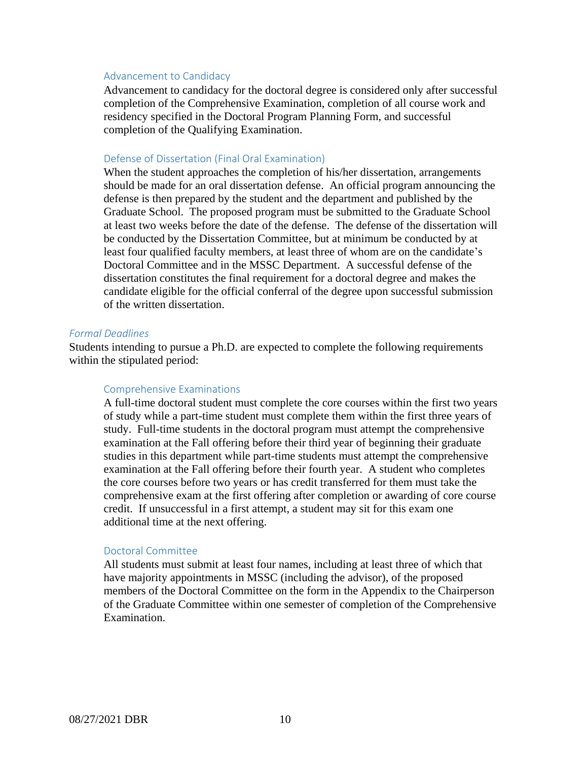### Advancement to Candidacy

Advancement to candidacy for the doctoral degree is considered only after successful completion of the Comprehensive Examination, completion of all course work and residency specified in the Doctoral Program Planning Form, and successful completion of the Qualifying Examination.

### Defense of Dissertation (Final Oral Examination)

When the student approaches the completion of his/her dissertation, arrangements should be made for an oral dissertation defense. An official program announcing the defense is then prepared by the student and the department and published by the Graduate School. The proposed program must be submitted to the Graduate School at least two weeks before the date of the defense. The defense of the dissertation will be conducted by the Dissertation Committee, but at minimum be conducted by at least four qualified faculty members, at least three of whom are on the candidate's Doctoral Committee and in the MSSC Department. A successful defense of the dissertation constitutes the final requirement for a doctoral degree and makes the candidate eligible for the official conferral of the degree upon successful submission of the written dissertation.

## *Formal Deadlines*

Students intending to pursue a Ph.D. are expected to complete the following requirements within the stipulated period:

### Comprehensive Examinations

A full-time doctoral student must complete the core courses within the first two years of study while a part-time student must complete them within the first three years of study. Full-time students in the doctoral program must attempt the comprehensive examination at the Fall offering before their third year of beginning their graduate studies in this department while part-time students must attempt the comprehensive examination at the Fall offering before their fourth year. A student who completes the core courses before two years or has credit transferred for them must take the comprehensive exam at the first offering after completion or awarding of core course credit. If unsuccessful in a first attempt, a student may sit for this exam one additional time at the next offering.

### Doctoral Committee

All students must submit at least four names, including at least three of which that have majority appointments in MSSC (including the advisor), of the proposed members of the Doctoral Committee on the form in the Appendix to the Chairperson of the Graduate Committee within one semester of completion of the Comprehensive Examination.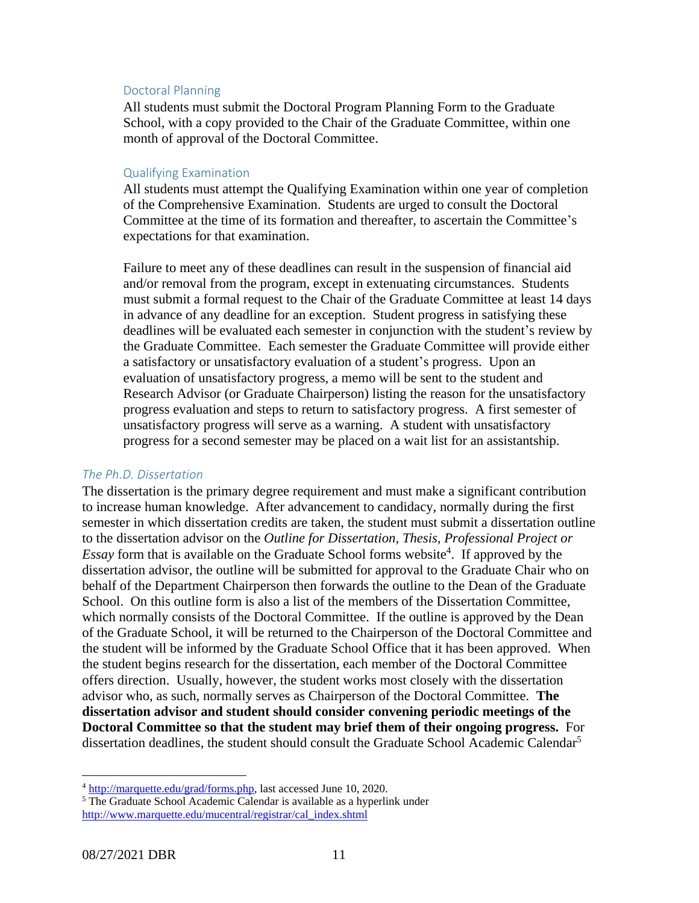#### Doctoral Planning

All students must submit the Doctoral Program Planning Form to the Graduate School, with a copy provided to the Chair of the Graduate Committee, within one month of approval of the Doctoral Committee.

#### Qualifying Examination

All students must attempt the Qualifying Examination within one year of completion of the Comprehensive Examination. Students are urged to consult the Doctoral Committee at the time of its formation and thereafter, to ascertain the Committee's expectations for that examination.

Failure to meet any of these deadlines can result in the suspension of financial aid and/or removal from the program, except in extenuating circumstances. Students must submit a formal request to the Chair of the Graduate Committee at least 14 days in advance of any deadline for an exception. Student progress in satisfying these deadlines will be evaluated each semester in conjunction with the student's review by the Graduate Committee. Each semester the Graduate Committee will provide either a satisfactory or unsatisfactory evaluation of a student's progress. Upon an evaluation of unsatisfactory progress, a memo will be sent to the student and Research Advisor (or Graduate Chairperson) listing the reason for the unsatisfactory progress evaluation and steps to return to satisfactory progress. A first semester of unsatisfactory progress will serve as a warning. A student with unsatisfactory progress for a second semester may be placed on a wait list for an assistantship.

### *The Ph.D. Dissertation*

The dissertation is the primary degree requirement and must make a significant contribution to increase human knowledge. After advancement to candidacy, normally during the first semester in which dissertation credits are taken, the student must submit a dissertation outline to the dissertation advisor on the *Outline for Dissertation, Thesis, Professional Project or Essay* form that is available on the Graduate School forms website[4]. If approved by the dissertation advisor, the outline will be submitted for approval to the Graduate Chair who on behalf of the Department Chairperson then forwards the outline to the Dean of the Graduate School. On this outline form is also a list of the members of the Dissertation Committee, which normally consists of the Doctoral Committee. If the outline is approved by the Dean of the Graduate School, it will be returned to the Chairperson of the Doctoral Committee and the student will be informed by the Graduate School Office that it has been approved. When the student begins research for the dissertation, each member of the Doctoral Committee offers direction. Usually, however, the student works most closely with the dissertation advisor who, as such, normally serves as Chairperson of the Doctoral Committee. **The dissertation advisor and student should consider convening periodic meetings of the Doctoral Committee so that the student may brief them of their ongoing progress.** For dissertation deadlines, the student should consult the Graduate School Academic Calendar[5]

---

[4] http://marquette.edu/grad/forms.php, last accessed June 10, 2020.

[5] The Graduate School Academic Calendar is available as a hyperlink under http://www.marquette.edu/mucentral/registrar/cal_index.shtml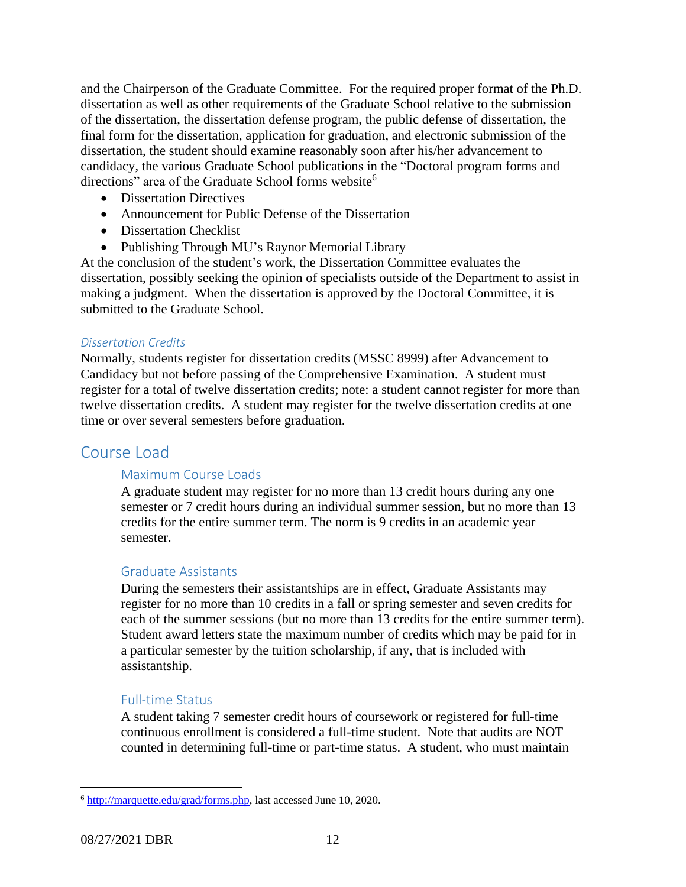and the Chairperson of the Graduate Committee. For the required proper format of the Ph.D. dissertation as well as other requirements of the Graduate School relative to the submission of the dissertation, the dissertation defense program, the public defense of dissertation, the final form for the dissertation, application for graduation, and electronic submission of the dissertation, the student should examine reasonably soon after his/her advancement to candidacy, the various Graduate School publications in the "Doctoral program forms and directions" area of the Graduate School forms website[6]

- Dissertation Directives
- Announcement for Public Defense of the Dissertation
- Dissertation Checklist
- Publishing Through MU's Raynor Memorial Library

At the conclusion of the student's work, the Dissertation Committee evaluates the dissertation, possibly seeking the opinion of specialists outside of the Department to assist in making a judgment. When the dissertation is approved by the Doctoral Committee, it is submitted to the Graduate School.

#### *Dissertation Credits*

Normally, students register for dissertation credits (MSSC 8999) after Advancement to Candidacy but not before passing of the Comprehensive Examination. A student must register for a total of twelve dissertation credits; note: a student cannot register for more than twelve dissertation credits. A student may register for the twelve dissertation credits at one time or over several semesters before graduation.

## Course Load

### Maximum Course Loads

A graduate student may register for no more than 13 credit hours during any one semester or 7 credit hours during an individual summer session, but no more than 13 credits for the entire summer term. The norm is 9 credits in an academic year semester.

### Graduate Assistants

During the semesters their assistantships are in effect, Graduate Assistants may register for no more than 10 credits in a fall or spring semester and seven credits for each of the summer sessions (but no more than 13 credits for the entire summer term). Student award letters state the maximum number of credits which may be paid for in a particular semester by the tuition scholarship, if any, that is included with assistantship.

### Full-time Status

A student taking 7 semester credit hours of coursework or registered for full-time continuous enrollment is considered a full-time student. Note that audits are NOT counted in determining full-time or part-time status. A student, who must maintain

[6] http://marquette.edu/grad/forms.php, last accessed June 10, 2020.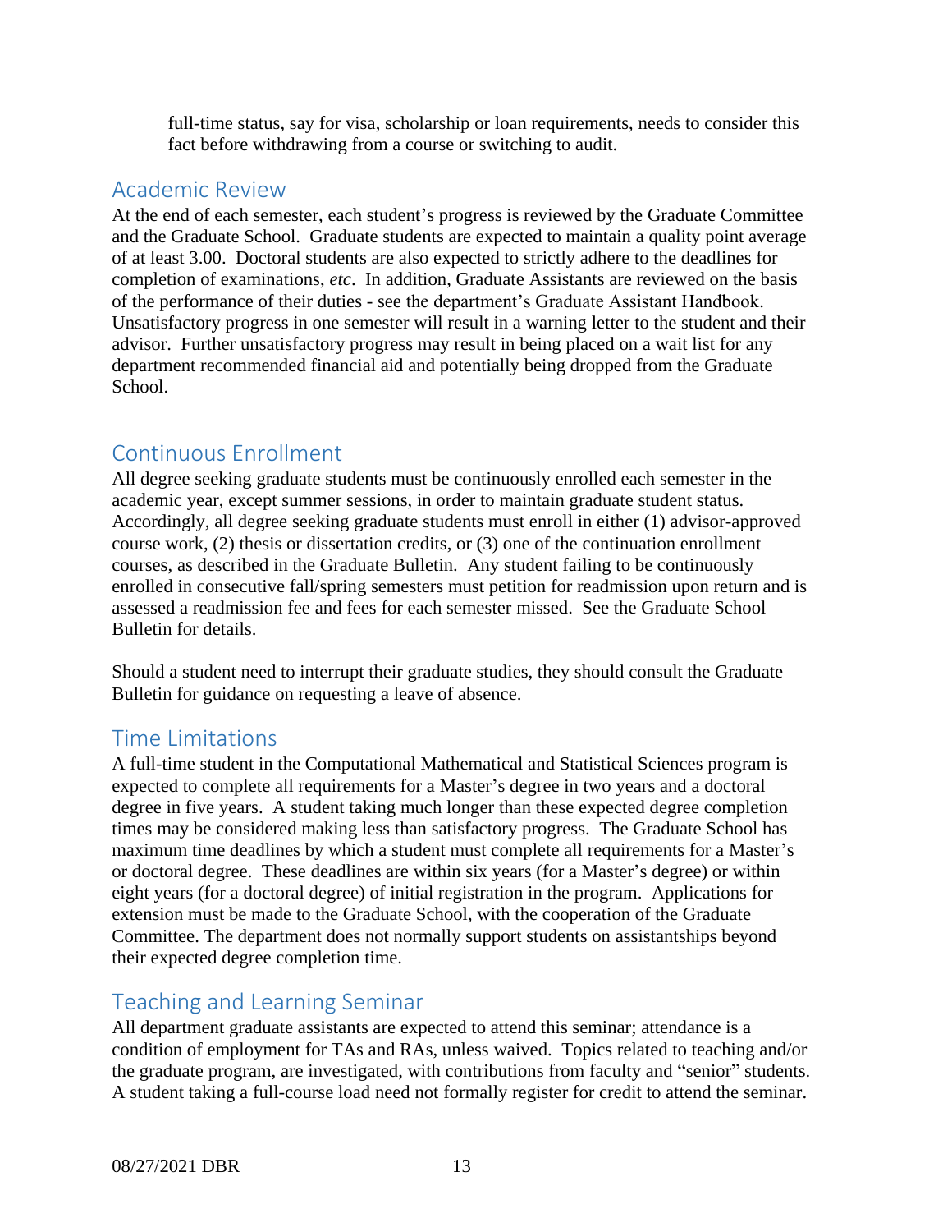full-time status, say for visa, scholarship or loan requirements, needs to consider this fact before withdrawing from a course or switching to audit.

## Academic Review

At the end of each semester, each student's progress is reviewed by the Graduate Committee and the Graduate School. Graduate students are expected to maintain a quality point average of at least 3.00. Doctoral students are also expected to strictly adhere to the deadlines for completion of examinations, *etc*. In addition, Graduate Assistants are reviewed on the basis of the performance of their duties - see the department's Graduate Assistant Handbook. Unsatisfactory progress in one semester will result in a warning letter to the student and their advisor. Further unsatisfactory progress may result in being placed on a wait list for any department recommended financial aid and potentially being dropped from the Graduate School.

## Continuous Enrollment

All degree seeking graduate students must be continuously enrolled each semester in the academic year, except summer sessions, in order to maintain graduate student status. Accordingly, all degree seeking graduate students must enroll in either (1) advisor-approved course work, (2) thesis or dissertation credits, or (3) one of the continuation enrollment courses, as described in the Graduate Bulletin. Any student failing to be continuously enrolled in consecutive fall/spring semesters must petition for readmission upon return and is assessed a readmission fee and fees for each semester missed. See the Graduate School Bulletin for details.

Should a student need to interrupt their graduate studies, they should consult the Graduate Bulletin for guidance on requesting a leave of absence.

## Time Limitations

A full-time student in the Computational Mathematical and Statistical Sciences program is expected to complete all requirements for a Master's degree in two years and a doctoral degree in five years. A student taking much longer than these expected degree completion times may be considered making less than satisfactory progress. The Graduate School has maximum time deadlines by which a student must complete all requirements for a Master's or doctoral degree. These deadlines are within six years (for a Master's degree) or within eight years (for a doctoral degree) of initial registration in the program. Applications for extension must be made to the Graduate School, with the cooperation of the Graduate Committee. The department does not normally support students on assistantships beyond their expected degree completion time.

## Teaching and Learning Seminar

All department graduate assistants are expected to attend this seminar; attendance is a condition of employment for TAs and RAs, unless waived. Topics related to teaching and/or the graduate program, are investigated, with contributions from faculty and "senior" students. A student taking a full-course load need not formally register for credit to attend the seminar.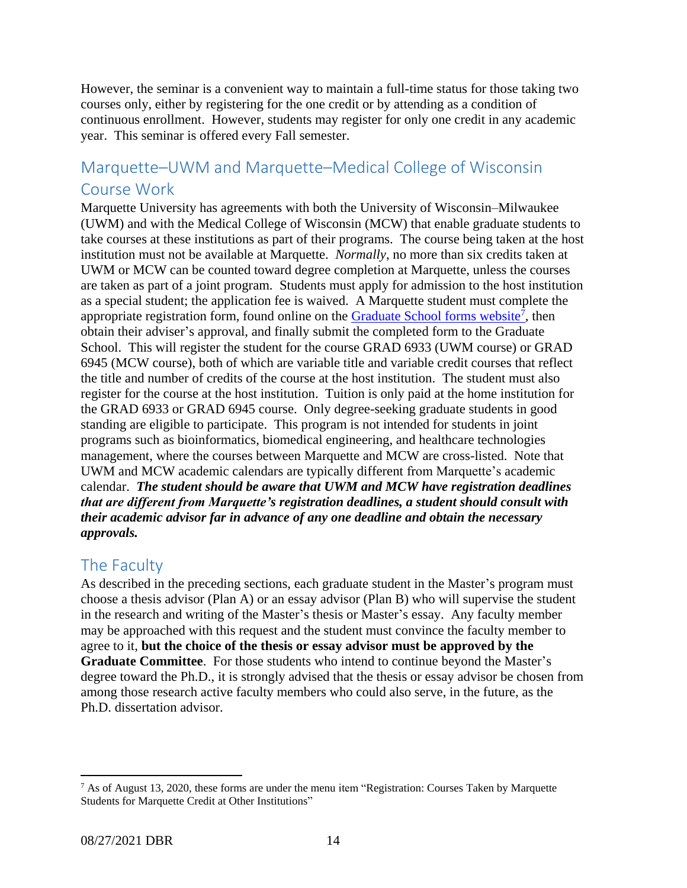However, the seminar is a convenient way to maintain a full-time status for those taking two courses only, either by registering for the one credit or by attending as a condition of continuous enrollment. However, students may register for only one credit in any academic year. This seminar is offered every Fall semester.

## Marquette–UWM and Marquette–Medical College of Wisconsin Course Work

Marquette University has agreements with both the University of Wisconsin–Milwaukee (UWM) and with the Medical College of Wisconsin (MCW) that enable graduate students to take courses at these institutions as part of their programs. The course being taken at the host institution must not be available at Marquette. *Normally*, no more than six credits taken at UWM or MCW can be counted toward degree completion at Marquette, unless the courses are taken as part of a joint program. Students must apply for admission to the host institution as a special student; the application fee is waived. A Marquette student must complete the appropriate registration form, found online on the Graduate School forms website[7], then obtain their adviser's approval, and finally submit the completed form to the Graduate School. This will register the student for the course GRAD 6933 (UWM course) or GRAD 6945 (MCW course), both of which are variable title and variable credit courses that reflect the title and number of credits of the course at the host institution. The student must also register for the course at the host institution. Tuition is only paid at the home institution for the GRAD 6933 or GRAD 6945 course. Only degree-seeking graduate students in good standing are eligible to participate. This program is not intended for students in joint programs such as bioinformatics, biomedical engineering, and healthcare technologies management, where the courses between Marquette and MCW are cross-listed. Note that UWM and MCW academic calendars are typically different from Marquette's academic calendar. ***The student should be aware that UWM and MCW have registration deadlines that are different from Marquette's registration deadlines, a student should consult with their academic advisor far in advance of any one deadline and obtain the necessary approvals.***

## The Faculty

As described in the preceding sections, each graduate student in the Master's program must choose a thesis advisor (Plan A) or an essay advisor (Plan B) who will supervise the student in the research and writing of the Master's thesis or Master's essay. Any faculty member may be approached with this request and the student must convince the faculty member to agree to it, **but the choice of the thesis or essay advisor must be approved by the Graduate Committee**. For those students who intend to continue beyond the Master's degree toward the Ph.D., it is strongly advised that the thesis or essay advisor be chosen from among those research active faculty members who could also serve, in the future, as the Ph.D. dissertation advisor.

---

[7] As of August 13, 2020, these forms are under the menu item "Registration: Courses Taken by Marquette Students for Marquette Credit at Other Institutions"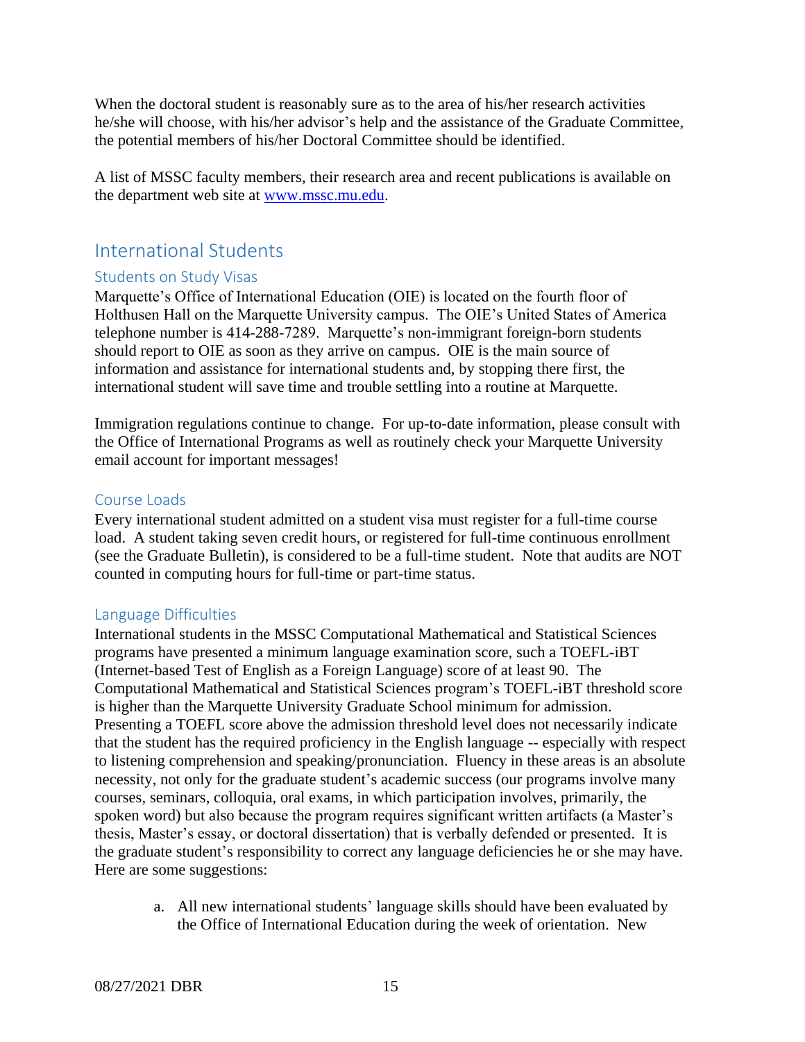When the doctoral student is reasonably sure as to the area of his/her research activities he/she will choose, with his/her advisor's help and the assistance of the Graduate Committee, the potential members of his/her Doctoral Committee should be identified.

A list of MSSC faculty members, their research area and recent publications is available on the department web site at [www.mssc.mu.edu](http://www.mssc.mu.edu).

## International Students

### Students on Study Visas

Marquette's Office of International Education (OIE) is located on the fourth floor of Holthusen Hall on the Marquette University campus. The OIE's United States of America telephone number is 414-288-7289. Marquette's non-immigrant foreign-born students should report to OIE as soon as they arrive on campus. OIE is the main source of information and assistance for international students and, by stopping there first, the international student will save time and trouble settling into a routine at Marquette.

Immigration regulations continue to change. For up-to-date information, please consult with the Office of International Programs as well as routinely check your Marquette University email account for important messages!

### Course Loads

Every international student admitted on a student visa must register for a full-time course load. A student taking seven credit hours, or registered for full-time continuous enrollment (see the Graduate Bulletin), is considered to be a full-time student. Note that audits are NOT counted in computing hours for full-time or part-time status.

### Language Difficulties

International students in the MSSC Computational Mathematical and Statistical Sciences programs have presented a minimum language examination score, such a TOEFL-iBT (Internet-based Test of English as a Foreign Language) score of at least 90. The Computational Mathematical and Statistical Sciences program's TOEFL-iBT threshold score is higher than the Marquette University Graduate School minimum for admission. Presenting a TOEFL score above the admission threshold level does not necessarily indicate that the student has the required proficiency in the English language -- especially with respect to listening comprehension and speaking/pronunciation. Fluency in these areas is an absolute necessity, not only for the graduate student's academic success (our programs involve many courses, seminars, colloquia, oral exams, in which participation involves, primarily, the spoken word) but also because the program requires significant written artifacts (a Master's thesis, Master's essay, or doctoral dissertation) that is verbally defended or presented. It is the graduate student's responsibility to correct any language deficiencies he or she may have. Here are some suggestions:

a. All new international students' language skills should have been evaluated by the Office of International Education during the week of orientation. New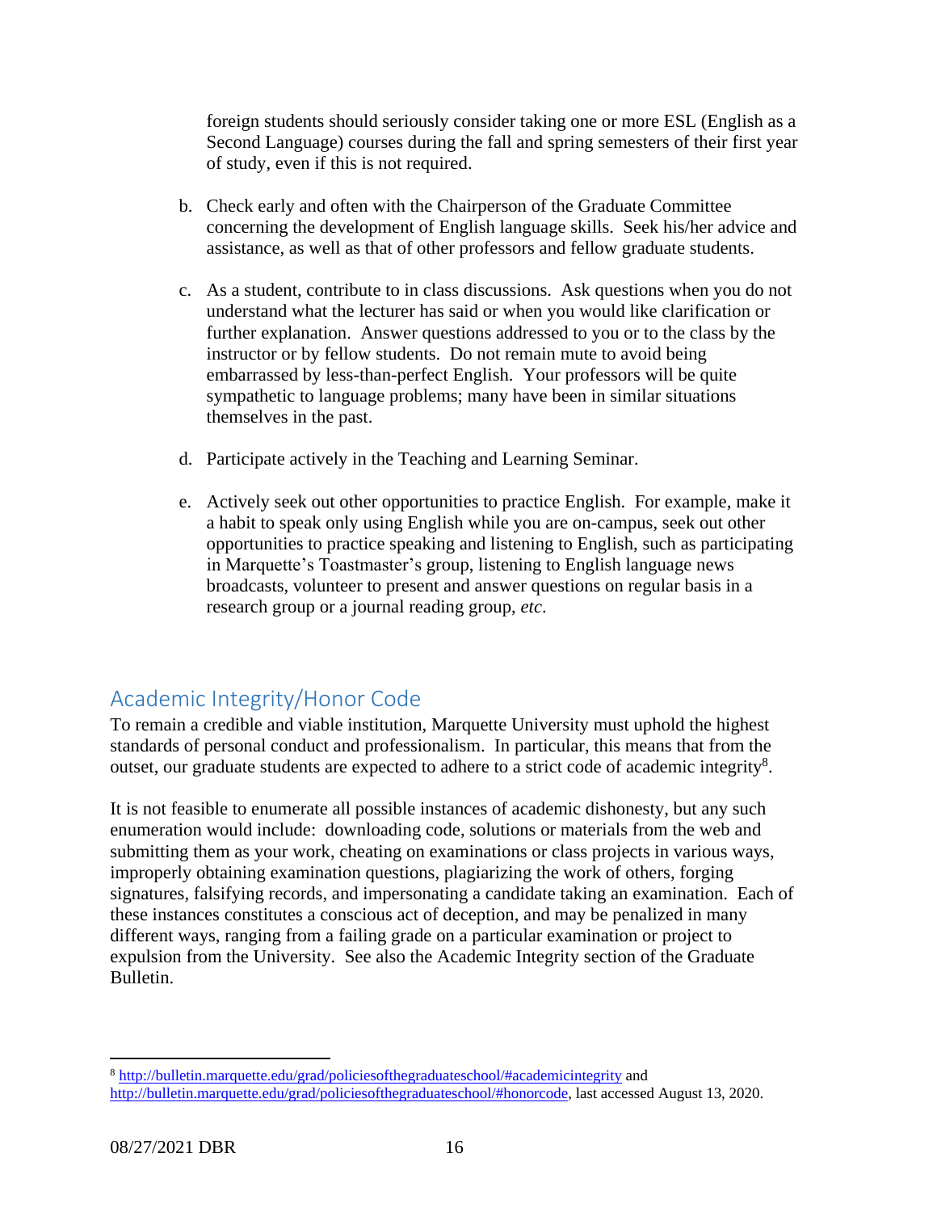foreign students should seriously consider taking one or more ESL (English as a Second Language) courses during the fall and spring semesters of their first year of study, even if this is not required.

b. Check early and often with the Chairperson of the Graduate Committee concerning the development of English language skills. Seek his/her advice and assistance, as well as that of other professors and fellow graduate students.

c. As a student, contribute to in class discussions. Ask questions when you do not understand what the lecturer has said or when you would like clarification or further explanation. Answer questions addressed to you or to the class by the instructor or by fellow students. Do not remain mute to avoid being embarrassed by less-than-perfect English. Your professors will be quite sympathetic to language problems; many have been in similar situations themselves in the past.

d. Participate actively in the Teaching and Learning Seminar.

e. Actively seek out other opportunities to practice English. For example, make it a habit to speak only using English while you are on-campus, seek out other opportunities to practice speaking and listening to English, such as participating in Marquette's Toastmaster's group, listening to English language news broadcasts, volunteer to present and answer questions on regular basis in a research group or a journal reading group, *etc*.

## Academic Integrity/Honor Code

To remain a credible and viable institution, Marquette University must uphold the highest standards of personal conduct and professionalism. In particular, this means that from the outset, our graduate students are expected to adhere to a strict code of academic integrity[8].

It is not feasible to enumerate all possible instances of academic dishonesty, but any such enumeration would include: downloading code, solutions or materials from the web and submitting them as your work, cheating on examinations or class projects in various ways, improperly obtaining examination questions, plagiarizing the work of others, forging signatures, falsifying records, and impersonating a candidate taking an examination. Each of these instances constitutes a conscious act of deception, and may be penalized in many different ways, ranging from a failing grade on a particular examination or project to expulsion from the University. See also the Academic Integrity section of the Graduate Bulletin.

---

[8] http://bulletin.marquette.edu/grad/policiesofthegraduateschool/#academicintegrity and http://bulletin.marquette.edu/grad/policiesofthegraduateschool/#honorcode, last accessed August 13, 2020.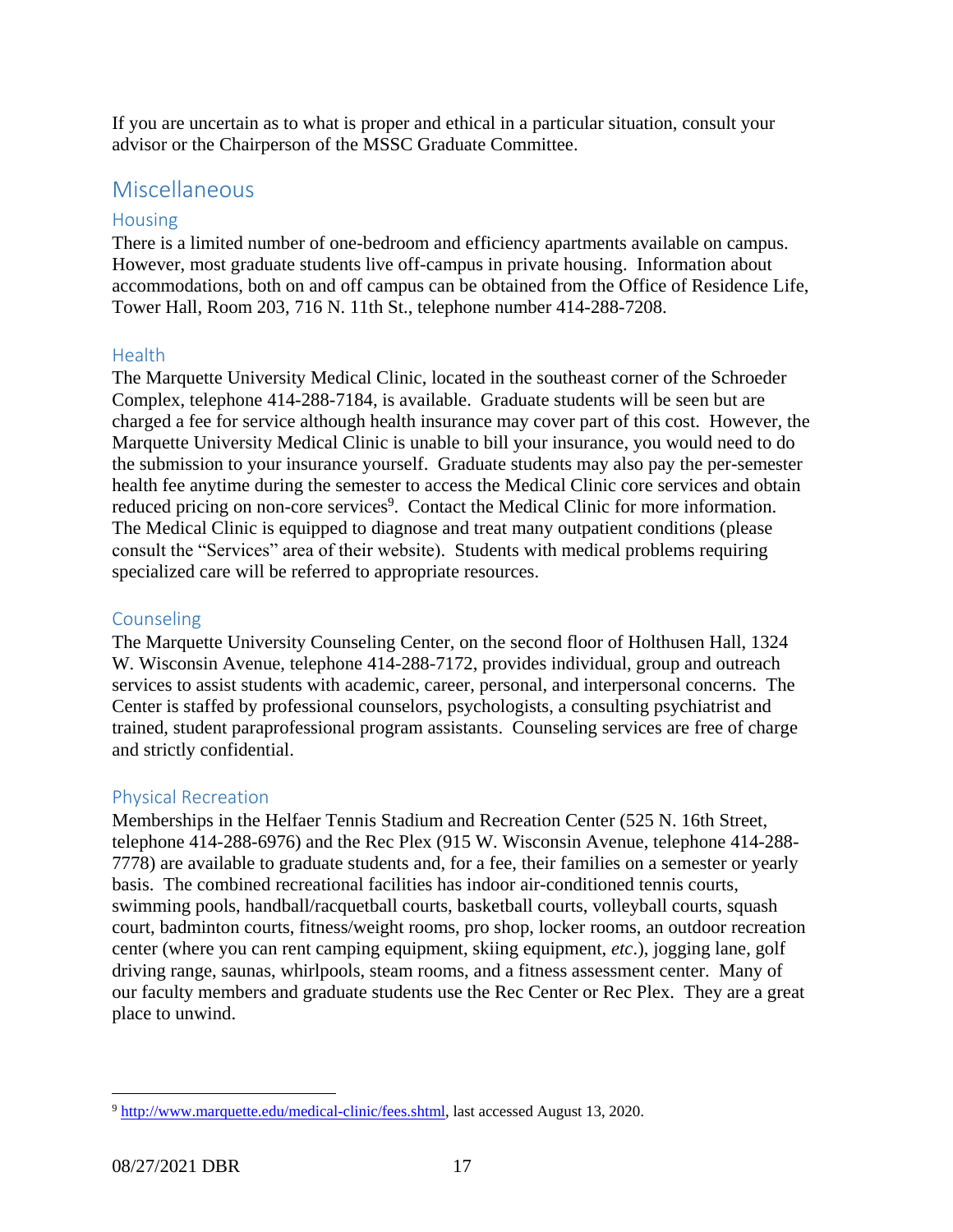If you are uncertain as to what is proper and ethical in a particular situation, consult your advisor or the Chairperson of the MSSC Graduate Committee.

## Miscellaneous

### Housing

There is a limited number of one-bedroom and efficiency apartments available on campus. However, most graduate students live off-campus in private housing. Information about accommodations, both on and off campus can be obtained from the Office of Residence Life, Tower Hall, Room 203, 716 N. 11th St., telephone number 414-288-7208.

### Health

The Marquette University Medical Clinic, located in the southeast corner of the Schroeder Complex, telephone 414-288-7184, is available. Graduate students will be seen but are charged a fee for service although health insurance may cover part of this cost. However, the Marquette University Medical Clinic is unable to bill your insurance, you would need to do the submission to your insurance yourself. Graduate students may also pay the per-semester health fee anytime during the semester to access the Medical Clinic core services and obtain reduced pricing on non-core services[9]. Contact the Medical Clinic for more information. The Medical Clinic is equipped to diagnose and treat many outpatient conditions (please consult the "Services" area of their website). Students with medical problems requiring specialized care will be referred to appropriate resources.

### Counseling

The Marquette University Counseling Center, on the second floor of Holthusen Hall, 1324 W. Wisconsin Avenue, telephone 414-288-7172, provides individual, group and outreach services to assist students with academic, career, personal, and interpersonal concerns. The Center is staffed by professional counselors, psychologists, a consulting psychiatrist and trained, student paraprofessional program assistants. Counseling services are free of charge and strictly confidential.

### Physical Recreation

Memberships in the Helfaer Tennis Stadium and Recreation Center (525 N. 16th Street, telephone 414-288-6976) and the Rec Plex (915 W. Wisconsin Avenue, telephone 414-288-7778) are available to graduate students and, for a fee, their families on a semester or yearly basis. The combined recreational facilities has indoor air-conditioned tennis courts, swimming pools, handball/racquetball courts, basketball courts, volleyball courts, squash court, badminton courts, fitness/weight rooms, pro shop, locker rooms, an outdoor recreation center (where you can rent camping equipment, skiing equipment, *etc*.), jogging lane, golf driving range, saunas, whirlpools, steam rooms, and a fitness assessment center. Many of our faculty members and graduate students use the Rec Center or Rec Plex. They are a great place to unwind.

---

[9] http://www.marquette.edu/medical-clinic/fees.shtml, last accessed August 13, 2020.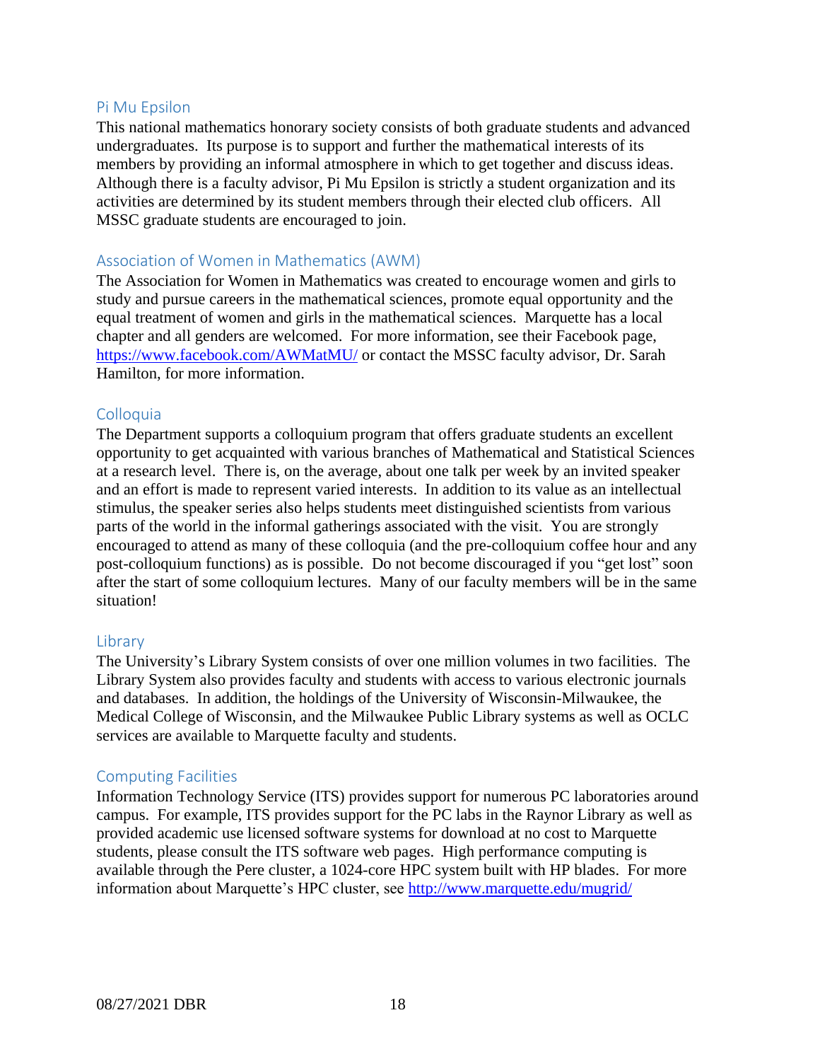## Pi Mu Epsilon

This national mathematics honorary society consists of both graduate students and advanced undergraduates. Its purpose is to support and further the mathematical interests of its members by providing an informal atmosphere in which to get together and discuss ideas. Although there is a faculty advisor, Pi Mu Epsilon is strictly a student organization and its activities are determined by its student members through their elected club officers. All MSSC graduate students are encouraged to join.

## Association of Women in Mathematics (AWM)

The Association for Women in Mathematics was created to encourage women and girls to study and pursue careers in the mathematical sciences, promote equal opportunity and the equal treatment of women and girls in the mathematical sciences. Marquette has a local chapter and all genders are welcomed. For more information, see their Facebook page, https://www.facebook.com/AWMatMU/ or contact the MSSC faculty advisor, Dr. Sarah Hamilton, for more information.

## Colloquia

The Department supports a colloquium program that offers graduate students an excellent opportunity to get acquainted with various branches of Mathematical and Statistical Sciences at a research level. There is, on the average, about one talk per week by an invited speaker and an effort is made to represent varied interests. In addition to its value as an intellectual stimulus, the speaker series also helps students meet distinguished scientists from various parts of the world in the informal gatherings associated with the visit. You are strongly encouraged to attend as many of these colloquia (and the pre-colloquium coffee hour and any post-colloquium functions) as is possible. Do not become discouraged if you "get lost" soon after the start of some colloquium lectures. Many of our faculty members will be in the same situation!

## Library

The University's Library System consists of over one million volumes in two facilities. The Library System also provides faculty and students with access to various electronic journals and databases. In addition, the holdings of the University of Wisconsin-Milwaukee, the Medical College of Wisconsin, and the Milwaukee Public Library systems as well as OCLC services are available to Marquette faculty and students.

## Computing Facilities

Information Technology Service (ITS) provides support for numerous PC laboratories around campus. For example, ITS provides support for the PC labs in the Raynor Library as well as provided academic use licensed software systems for download at no cost to Marquette students, please consult the ITS software web pages. High performance computing is available through the Pere cluster, a 1024-core HPC system built with HP blades. For more information about Marquette's HPC cluster, see http://www.marquette.edu/mugrid/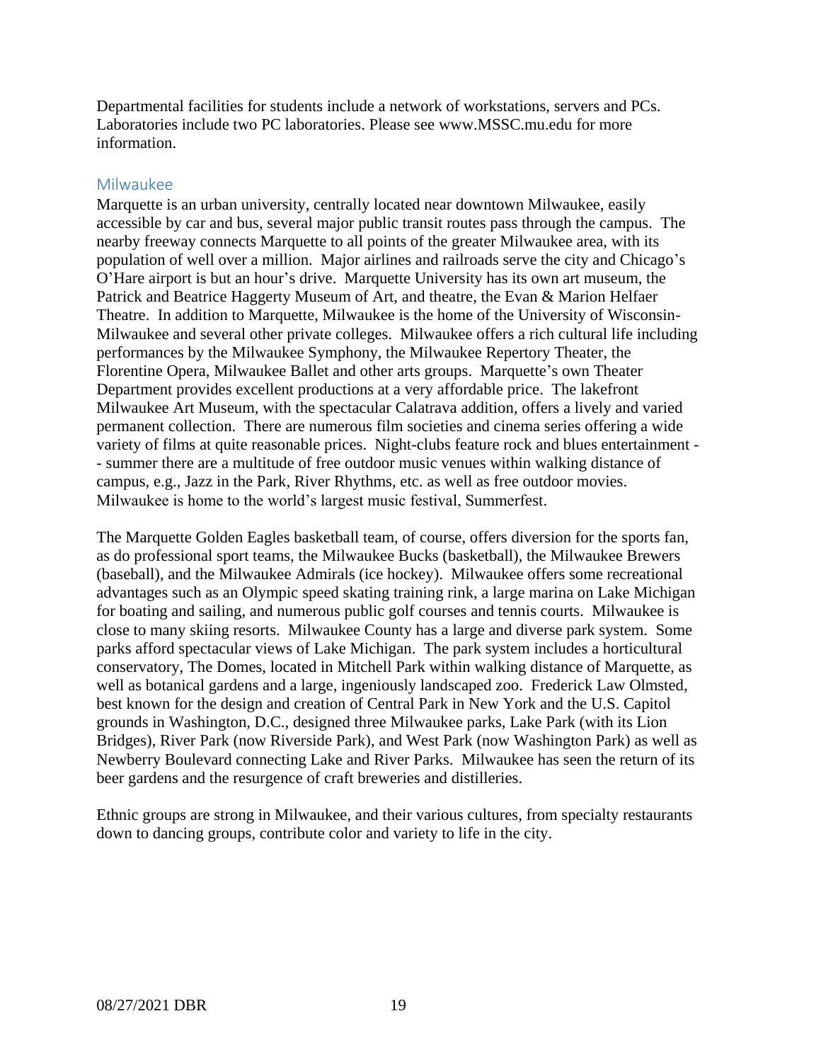Departmental facilities for students include a network of workstations, servers and PCs. Laboratories include two PC laboratories. Please see www.MSSC.mu.edu for more information.

## Milwaukee

Marquette is an urban university, centrally located near downtown Milwaukee, easily accessible by car and bus, several major public transit routes pass through the campus. The nearby freeway connects Marquette to all points of the greater Milwaukee area, with its population of well over a million. Major airlines and railroads serve the city and Chicago's O'Hare airport is but an hour's drive. Marquette University has its own art museum, the Patrick and Beatrice Haggerty Museum of Art, and theatre, the Evan & Marion Helfaer Theatre. In addition to Marquette, Milwaukee is the home of the University of Wisconsin-Milwaukee and several other private colleges. Milwaukee offers a rich cultural life including performances by the Milwaukee Symphony, the Milwaukee Repertory Theater, the Florentine Opera, Milwaukee Ballet and other arts groups. Marquette's own Theater Department provides excellent productions at a very affordable price. The lakefront Milwaukee Art Museum, with the spectacular Calatrava addition, offers a lively and varied permanent collection. There are numerous film societies and cinema series offering a wide variety of films at quite reasonable prices. Night-clubs feature rock and blues entertainment -- summer there are a multitude of free outdoor music venues within walking distance of campus, e.g., Jazz in the Park, River Rhythms, etc. as well as free outdoor movies. Milwaukee is home to the world's largest music festival, Summerfest.

The Marquette Golden Eagles basketball team, of course, offers diversion for the sports fan, as do professional sport teams, the Milwaukee Bucks (basketball), the Milwaukee Brewers (baseball), and the Milwaukee Admirals (ice hockey). Milwaukee offers some recreational advantages such as an Olympic speed skating training rink, a large marina on Lake Michigan for boating and sailing, and numerous public golf courses and tennis courts. Milwaukee is close to many skiing resorts. Milwaukee County has a large and diverse park system. Some parks afford spectacular views of Lake Michigan. The park system includes a horticultural conservatory, The Domes, located in Mitchell Park within walking distance of Marquette, as well as botanical gardens and a large, ingeniously landscaped zoo. Frederick Law Olmsted, best known for the design and creation of Central Park in New York and the U.S. Capitol grounds in Washington, D.C., designed three Milwaukee parks, Lake Park (with its Lion Bridges), River Park (now Riverside Park), and West Park (now Washington Park) as well as Newberry Boulevard connecting Lake and River Parks. Milwaukee has seen the return of its beer gardens and the resurgence of craft breweries and distilleries.

Ethnic groups are strong in Milwaukee, and their various cultures, from specialty restaurants down to dancing groups, contribute color and variety to life in the city.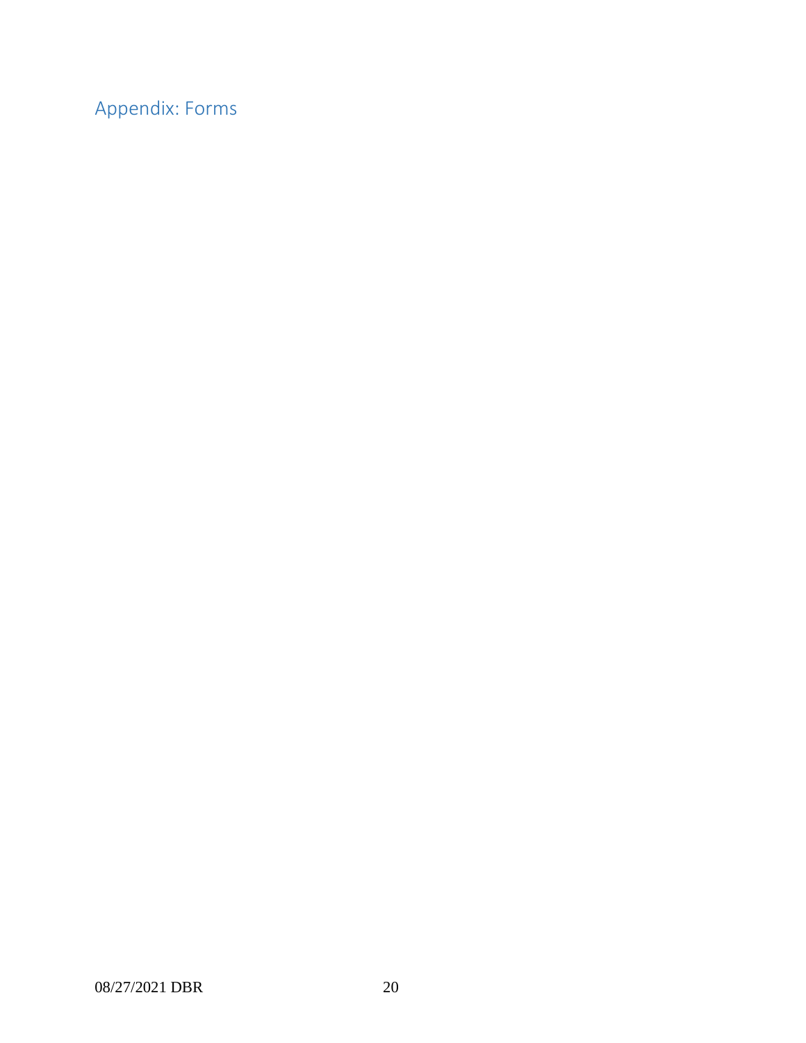## Appendix: Forms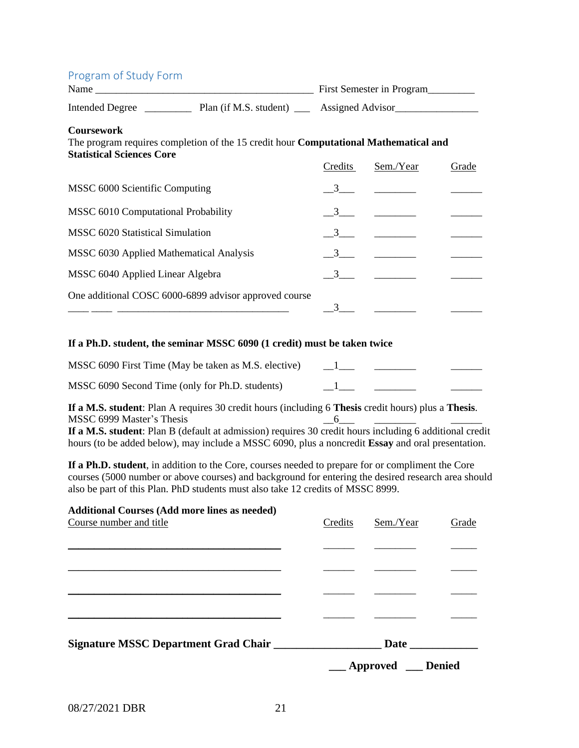## Program of Study Form

Name ___________________________________________ First Semester in Program_________

Intended Degree _________ Plan (if M.S. student) ___ Assigned Advisor________________

**Coursework**

The program requires completion of the 15 credit hour **Computational Mathematical and Statistical Sciences Core**

| | Credits | Sem./Year | Grade |
|---|---|---|---|
| MSSC 6000 Scientific Computing | 3 | ________ | ______ |
| MSSC 6010 Computational Probability | 3 | ________ | ______ |
| MSSC 6020 Statistical Simulation | 3 | ________ | ______ |
| MSSC 6030 Applied Mathematical Analysis | 3 | ________ | ______ |
| MSSC 6040 Applied Linear Algebra | 3 | ________ | ______ |
| One additional COSC 6000-6899 advisor approved course ____ ____ _________________________________ | 3 | ________ | ______ |

**If a Ph.D. student, the seminar MSSC 6090 (1 credit) must be taken twice**

| | Credits | Sem./Year | Grade |
|---|---|---|---|
| MSSC 6090 First Time (May be taken as M.S. elective) | 1 | ________ | ______ |
| MSSC 6090 Second Time (only for Ph.D. students) | 1 | ________ | ______ |

**If a M.S. student**: Plan A requires 30 credit hours (including 6 **Thesis** credit hours) plus a **Thesis**.

MSSC 6999 Master's Thesis __6___ ________ ______

**If a M.S. student**: Plan B (default at admission) requires 30 credit hours including 6 additional credit hours (to be added below), may include a MSSC 6090, plus a noncredit **Essay** and oral presentation.

**If a Ph.D. student**, in addition to the Core, courses needed to prepare for or compliment the Core courses (5000 number or above courses) and background for entering the desired research area should also be part of this Plan. PhD students must also take 12 credits of MSSC 8999.

**Additional Courses (Add more lines as needed)**

| Course number and title | Credits | Sem./Year | Grade |
|---|---|---|---|
| ________________________________________ | ______ | ________ | _____ |
| ________________________________________ | ______ | ________ | _____ |
| ________________________________________ | ______ | ________ | _____ |
| ________________________________________ | ______ | ________ | _____ |

**Signature MSSC Department Grad Chair ___________________ Date ___________**

**___ Approved ___ Denied**

08/27/2021 DBR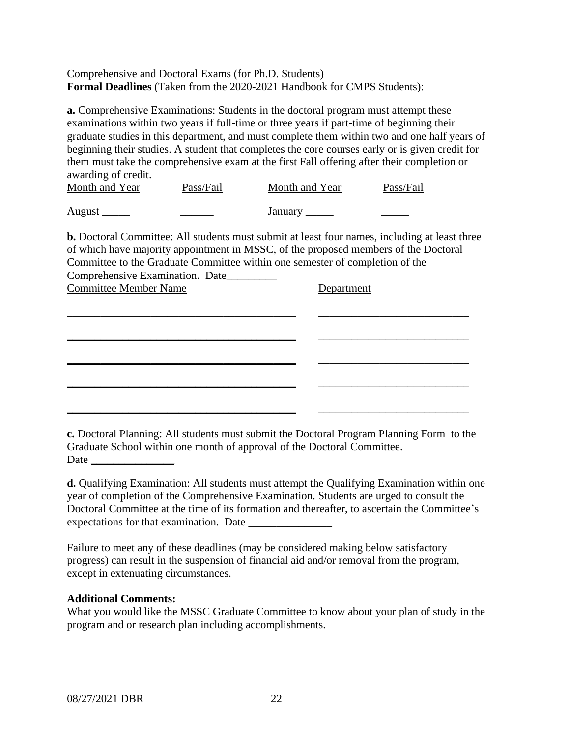Comprehensive and Doctoral Exams (for Ph.D. Students)
**Formal Deadlines** (Taken from the 2020-2021 Handbook for CMPS Students):

**a.** Comprehensive Examinations: Students in the doctoral program must attempt these examinations within two years if full-time or three years if part-time of beginning their graduate studies in this department, and must complete them within two and one half years of beginning their studies. A student that completes the core courses early or is given credit for them must take the comprehensive exam at the first Fall offering after their completion or awarding of credit.

| Month and Year | Pass/Fail | Month and Year | Pass/Fail |
|---|---|---|---|
| August _____ | ______ | January _____ | _____ |

**b.** Doctoral Committee: All students must submit at least four names, including at least three of which have majority appointment in MSSC, of the proposed members of the Doctoral Committee to the Graduate Committee within one semester of completion of the Comprehensive Examination. Date_________

| Committee Member Name | Department |
|---|---|
| | |
| | |
| | |
| | |
| | |

**c.** Doctoral Planning: All students must submit the Doctoral Program Planning Form to the Graduate School within one month of approval of the Doctoral Committee.
Date _______________

**d.** Qualifying Examination: All students must attempt the Qualifying Examination within one year of completion of the Comprehensive Examination. Students are urged to consult the Doctoral Committee at the time of its formation and thereafter, to ascertain the Committee's expectations for that examination. Date _______________

Failure to meet any of these deadlines (may be considered making below satisfactory progress) can result in the suspension of financial aid and/or removal from the program, except in extenuating circumstances.

**Additional Comments:**
What you would like the MSSC Graduate Committee to know about your plan of study in the program and or research plan including accomplishments.

08/27/2021 DBR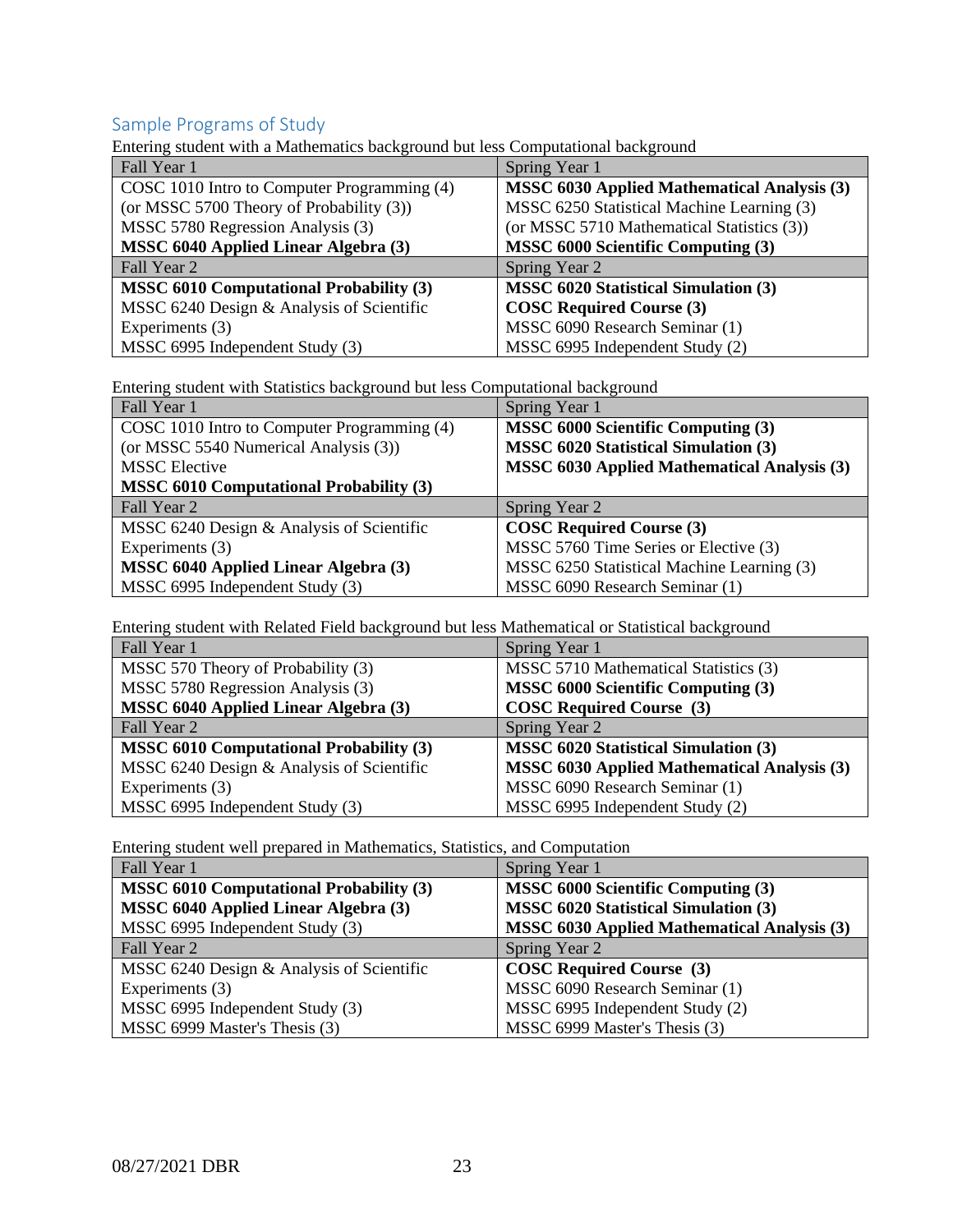## Sample Programs of Study

Entering student with a Mathematics background but less Computational background

| Fall Year 1 | Spring Year 1 |
|---|---|
| COSC 1010 Intro to Computer Programming (4)<br>(or MSSC 5700 Theory of Probability (3))<br>MSSC 5780 Regression Analysis (3)<br>**MSSC 6040 Applied Linear Algebra (3)** | **MSSC 6030 Applied Mathematical Analysis (3)**<br>MSSC 6250 Statistical Machine Learning (3)<br>(or MSSC 5710 Mathematical Statistics (3))<br>**MSSC 6000 Scientific Computing (3)** |
| Fall Year 2 | Spring Year 2 |
| **MSSC 6010 Computational Probability (3)**<br>MSSC 6240 Design & Analysis of Scientific Experiments (3)<br>MSSC 6995 Independent Study (3) | **MSSC 6020 Statistical Simulation (3)**<br>**COSC Required Course (3)**<br>MSSC 6090 Research Seminar (1)<br>MSSC 6995 Independent Study (2) |

Entering student with Statistics background but less Computational background

| Fall Year 1 | Spring Year 1 |
|---|---|
| COSC 1010 Intro to Computer Programming (4)<br>(or MSSC 5540 Numerical Analysis (3))<br>MSSC Elective<br>**MSSC 6010 Computational Probability (3)** | **MSSC 6000 Scientific Computing (3)**<br>**MSSC 6020 Statistical Simulation (3)**<br>**MSSC 6030 Applied Mathematical Analysis (3)** |
| Fall Year 2 | Spring Year 2 |
| MSSC 6240 Design & Analysis of Scientific Experiments (3)<br>**MSSC 6040 Applied Linear Algebra (3)**<br>MSSC 6995 Independent Study (3) | **COSC Required Course (3)**<br>MSSC 5760 Time Series or Elective (3)<br>MSSC 6250 Statistical Machine Learning (3)<br>MSSC 6090 Research Seminar (1) |

Entering student with Related Field background but less Mathematical or Statistical background

| Fall Year 1 | Spring Year 1 |
|---|---|
| MSSC 570 Theory of Probability (3)<br>MSSC 5780 Regression Analysis (3)<br>**MSSC 6040 Applied Linear Algebra (3)** | MSSC 5710 Mathematical Statistics (3)<br>**MSSC 6000 Scientific Computing (3)**<br>**COSC Required Course (3)** |
| Fall Year 2 | Spring Year 2 |
| **MSSC 6010 Computational Probability (3)**<br>MSSC 6240 Design & Analysis of Scientific Experiments (3)<br>MSSC 6995 Independent Study (3) | **MSSC 6020 Statistical Simulation (3)**<br>**MSSC 6030 Applied Mathematical Analysis (3)**<br>MSSC 6090 Research Seminar (1)<br>MSSC 6995 Independent Study (2) |

Entering student well prepared in Mathematics, Statistics, and Computation

| Fall Year 1 | Spring Year 1 |
|---|---|
| **MSSC 6010 Computational Probability (3)**<br>**MSSC 6040 Applied Linear Algebra (3)**<br>MSSC 6995 Independent Study (3) | **MSSC 6000 Scientific Computing (3)**<br>**MSSC 6020 Statistical Simulation (3)**<br>**MSSC 6030 Applied Mathematical Analysis (3)** |
| Fall Year 2 | Spring Year 2 |
| MSSC 6240 Design & Analysis of Scientific Experiments (3)<br>MSSC 6995 Independent Study (3)<br>MSSC 6999 Master's Thesis (3) | **COSC Required Course (3)**<br>MSSC 6090 Research Seminar (1)<br>MSSC 6995 Independent Study (2)<br>MSSC 6999 Master's Thesis (3) |

08/27/2021 DBR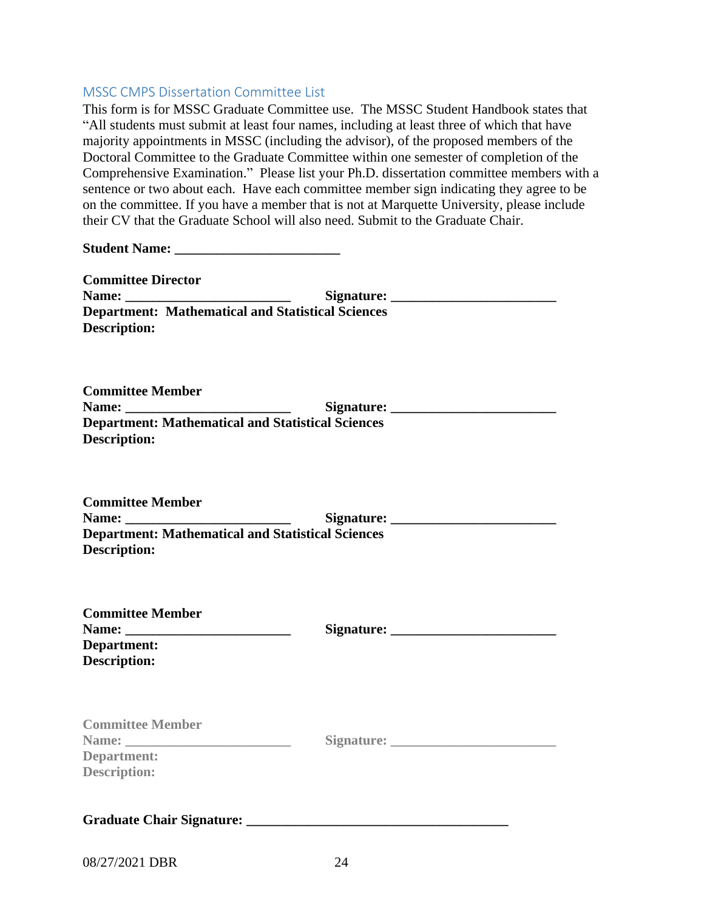## MSSC CMPS Dissertation Committee List

This form is for MSSC Graduate Committee use. The MSSC Student Handbook states that "All students must submit at least four names, including at least three of which that have majority appointments in MSSC (including the advisor), of the proposed members of the Doctoral Committee to the Graduate Committee within one semester of completion of the Comprehensive Examination." Please list your Ph.D. dissertation committee members with a sentence or two about each. Have each committee member sign indicating they agree to be on the committee. If you have a member that is not at Marquette University, please include their CV that the Graduate School will also need. Submit to the Graduate Chair.

**Student Name: ________________________**

**Committee Director**
**Name: ________________________** **Signature: ________________________**
**Department: Mathematical and Statistical Sciences**
**Description:**

**Committee Member**
**Name: ________________________** **Signature: ________________________**
**Department: Mathematical and Statistical Sciences**
**Description:**

**Committee Member**
**Name: ________________________** **Signature: ________________________**
**Department: Mathematical and Statistical Sciences**
**Description:**

**Committee Member**
**Name: ________________________** **Signature: ________________________**
**Department:**
**Description:**

**Committee Member**
**Name: ________________________** **Signature: ________________________**
**Department:**
**Description:**

**Graduate Chair Signature: ______________________________________**

08/27/2021 DBR